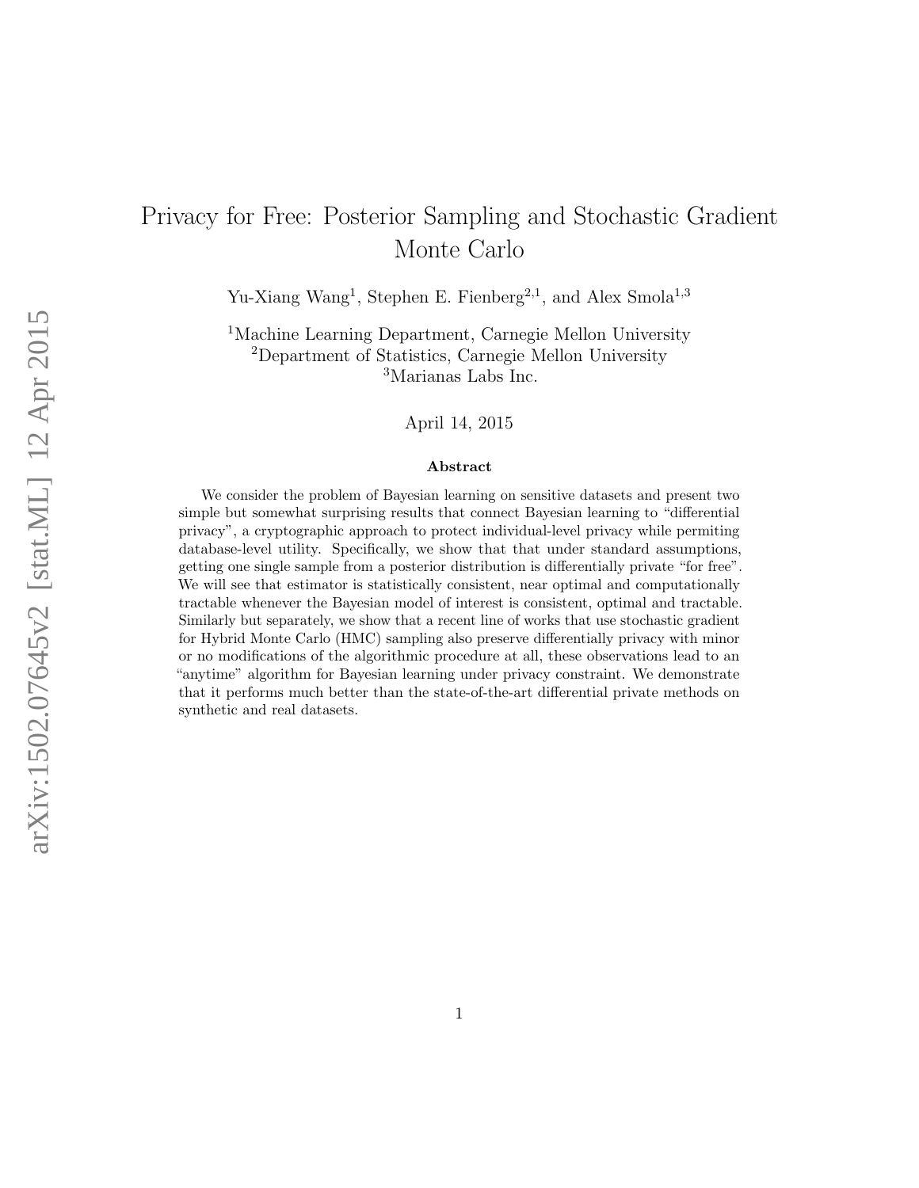# Privacy for Free: Posterior Sampling and Stochastic Gradient Monte Carlo

Yu-Xiang Wang[1], Stephen E. Fienberg[2,1], and Alex Smola[1,3]

[1]Machine Learning Department, Carnegie Mellon University
[2]Department of Statistics, Carnegie Mellon University
[3]Marianas Labs Inc.

April 14, 2015

### Abstract

We consider the problem of Bayesian learning on sensitive datasets and present two simple but somewhat surprising results that connect Bayesian learning to "differential privacy", a cryptographic approach to protect individual-level privacy while permiting database-level utility. Specifically, we show that that under standard assumptions, getting one single sample from a posterior distribution is differentially private "for free". We will see that estimator is statistically consistent, near optimal and computationally tractable whenever the Bayesian model of interest is consistent, optimal and tractable. Similarly but separately, we show that a recent line of works that use stochastic gradient for Hybrid Monte Carlo (HMC) sampling also preserve differentially privacy with minor or no modifications of the algorithmic procedure at all, these observations lead to an "anytime" algorithm for Bayesian learning under privacy constraint. We demonstrate that it performs much better than the state-of-the-art differential private methods on synthetic and real datasets.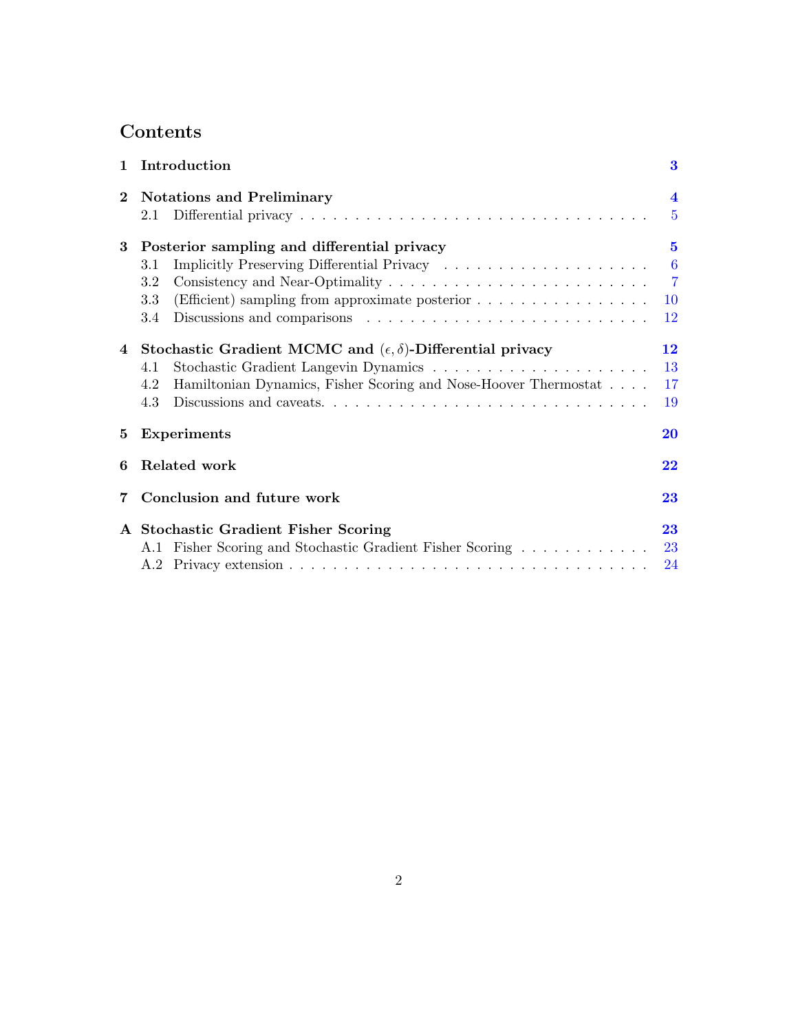# Contents

| | | |
|---|---|---|
| **1** | **Introduction** | **3** |
| **2** | **Notations and Preliminary** | **4** |
| | 2.1 Differential privacy | 5 |
| **3** | **Posterior sampling and differential privacy** | **5** |
| | 3.1 Implicitly Preserving Differential Privacy | 6 |
| | 3.2 Consistency and Near-Optimality | 7 |
| | 3.3 (Efficient) sampling from approximate posterior | 10 |
| | 3.4 Discussions and comparisons | 12 |
| **4** | **Stochastic Gradient MCMC and $(\epsilon, \delta)$-Differential privacy** | **12** |
| | 4.1 Stochastic Gradient Langevin Dynamics | 13 |
| | 4.2 Hamiltonian Dynamics, Fisher Scoring and Nose-Hoover Thermostat | 17 |
| | 4.3 Discussions and caveats. | 19 |
| **5** | **Experiments** | **20** |
| **6** | **Related work** | **22** |
| **7** | **Conclusion and future work** | **23** |
| **A** | **Stochastic Gradient Fisher Scoring** | **23** |
| | A.1 Fisher Scoring and Stochastic Gradient Fisher Scoring | 23 |
| | A.2 Privacy extension | 24 |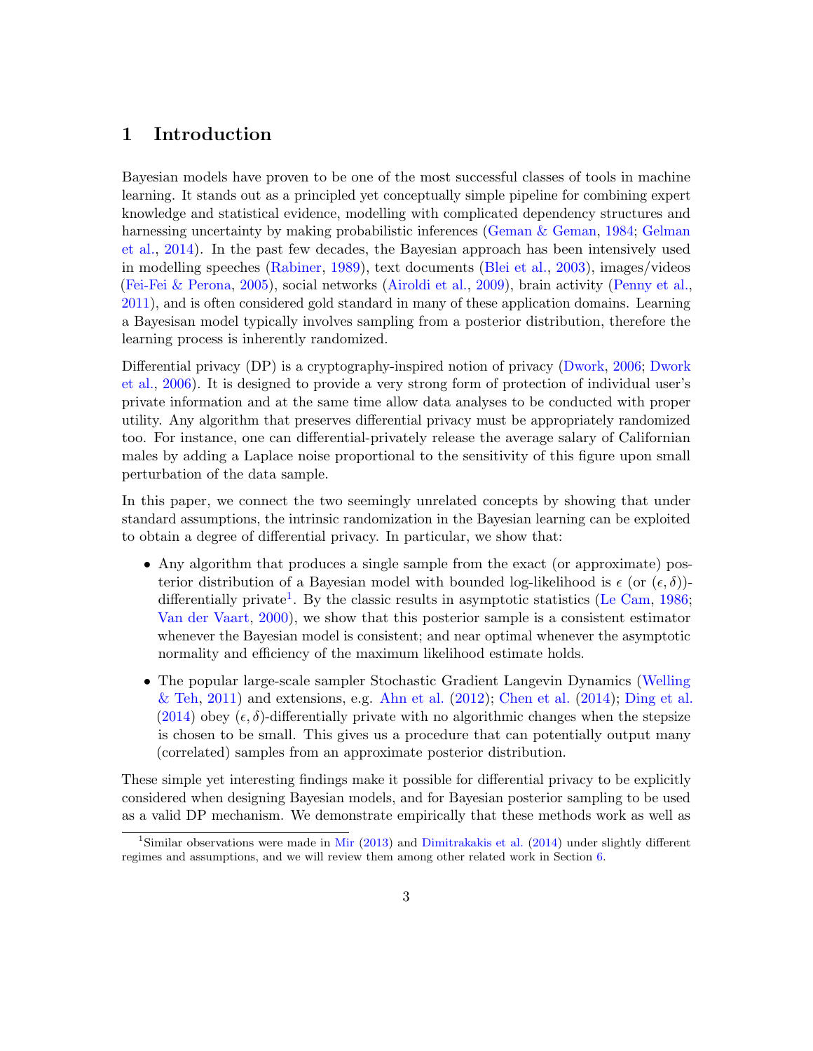# 1 Introduction

Bayesian models have proven to be one of the most successful classes of tools in machine learning. It stands out as a principled yet conceptually simple pipeline for combining expert knowledge and statistical evidence, modelling with complicated dependency structures and harnessing uncertainty by making probabilistic inferences (Geman & Geman, 1984; Gelman et al., 2014). In the past few decades, the Bayesian approach has been intensively used in modelling speeches (Rabiner, 1989), text documents (Blei et al., 2003), images/videos (Fei-Fei & Perona, 2005), social networks (Airoldi et al., 2009), brain activity (Penny et al., 2011), and is often considered gold standard in many of these application domains. Learning a Bayesisan model typically involves sampling from a posterior distribution, therefore the learning process is inherently randomized.

Differential privacy (DP) is a cryptography-inspired notion of privacy (Dwork, 2006; Dwork et al., 2006). It is designed to provide a very strong form of protection of individual user's private information and at the same time allow data analyses to be conducted with proper utility. Any algorithm that preserves differential privacy must be appropriately randomized too. For instance, one can differential-privately release the average salary of Californian males by adding a Laplace noise proportional to the sensitivity of this figure upon small perturbation of the data sample.

In this paper, we connect the two seemingly unrelated concepts by showing that under standard assumptions, the intrinsic randomization in the Bayesian learning can be exploited to obtain a degree of differential privacy. In particular, we show that:

- Any algorithm that produces a single sample from the exact (or approximate) posterior distribution of a Bayesian model with bounded log-likelihood is $\epsilon$ (or $(\epsilon, \delta)$)-differentially private[1]. By the classic results in asymptotic statistics (Le Cam, 1986; Van der Vaart, 2000), we show that this posterior sample is a consistent estimator whenever the Bayesian model is consistent; and near optimal whenever the asymptotic normality and efficiency of the maximum likelihood estimate holds.
- The popular large-scale sampler Stochastic Gradient Langevin Dynamics (Welling & Teh, 2011) and extensions, e.g. Ahn et al. (2012); Chen et al. (2014); Ding et al. (2014) obey $(\epsilon, \delta)$-differentially private with no algorithmic changes when the stepsize is chosen to be small. This gives us a procedure that can potentially output many (correlated) samples from an approximate posterior distribution.

These simple yet interesting findings make it possible for differential privacy to be explicitly considered when designing Bayesian models, and for Bayesian posterior sampling to be used as a valid DP mechanism. We demonstrate empirically that these methods work as well as

[1] Similar observations were made in Mir (2013) and Dimitrakakis et al. (2014) under slightly different regimes and assumptions, and we will review them among other related work in Section 6.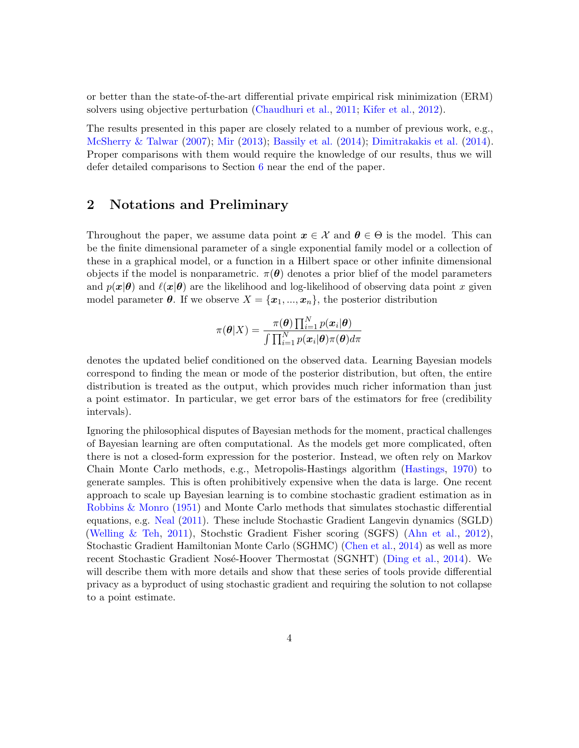or better than the state-of-the-art differential private empirical risk minimization (ERM) solvers using objective perturbation (Chaudhuri et al., 2011; Kifer et al., 2012).

The results presented in this paper are closely related to a number of previous work, e.g., McSherry & Talwar (2007); Mir (2013); Bassily et al. (2014); Dimitrakakis et al. (2014). Proper comparisons with them would require the knowledge of our results, thus we will defer detailed comparisons to Section 6 near the end of the paper.

## 2 Notations and Preliminary

Throughout the paper, we assume data point $\boldsymbol{x} \in \mathcal{X}$ and $\boldsymbol{\theta} \in \Theta$ is the model. This can be the finite dimensional parameter of a single exponential family model or a collection of these in a graphical model, or a function in a Hilbert space or other infinite dimensional objects if the model is nonparametric. $\pi(\boldsymbol{\theta})$ denotes a prior blief of the model parameters and $p(\boldsymbol{x}|\boldsymbol{\theta})$ and $\ell(\boldsymbol{x}|\boldsymbol{\theta})$ are the likelihood and log-likelihood of observing data point $x$ given model parameter $\boldsymbol{\theta}$. If we observe $X = \{\boldsymbol{x}_1, ..., \boldsymbol{x}_n\}$, the posterior distribution

$$\pi(\boldsymbol{\theta}|X) = \frac{\pi(\boldsymbol{\theta}) \prod_{i=1}^{N} p(\boldsymbol{x}_i|\boldsymbol{\theta})}{\int \prod_{i=1}^{N} p(\boldsymbol{x}_i|\boldsymbol{\theta}) \pi(\boldsymbol{\theta}) d\pi}$$

denotes the updated belief conditioned on the observed data. Learning Bayesian models correspond to finding the mean or mode of the posterior distribution, but often, the entire distribution is treated as the output, which provides much richer information than just a point estimator. In particular, we get error bars of the estimators for free (credibility intervals).

Ignoring the philosophical disputes of Bayesian methods for the moment, practical challenges of Bayesian learning are often computational. As the models get more complicated, often there is not a closed-form expression for the posterior. Instead, we often rely on Markov Chain Monte Carlo methods, e.g., Metropolis-Hastings algorithm (Hastings, 1970) to generate samples. This is often prohibitively expensive when the data is large. One recent approach to scale up Bayesian learning is to combine stochastic gradient estimation as in Robbins & Monro (1951) and Monte Carlo methods that simulates stochastic differential equations, e.g. Neal (2011). These include Stochastic Gradient Langevin dynamics (SGLD) (Welling & Teh, 2011), Stochstic Gradient Fisher scoring (SGFS) (Ahn et al., 2012), Stochastic Gradient Hamiltonian Monte Carlo (SGHMC) (Chen et al., 2014) as well as more recent Stochastic Gradient Nosé-Hoover Thermostat (SGNHT) (Ding et al., 2014). We will describe them with more details and show that these series of tools provide differential privacy as a byproduct of using stochastic gradient and requiring the solution to not collapse to a point estimate.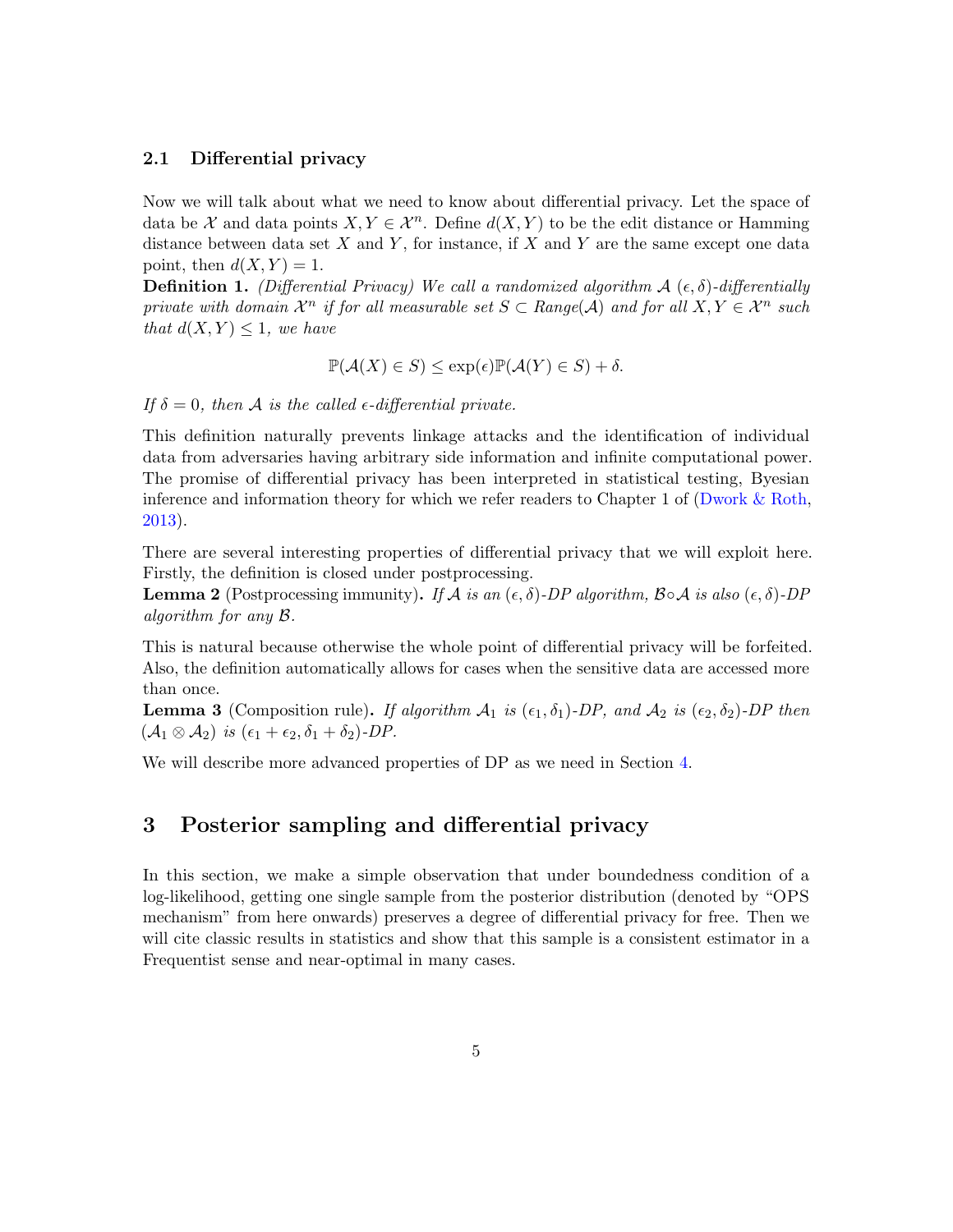### 2.1 Differential privacy

Now we will talk about what we need to know about differential privacy. Let the space of data be $\mathcal{X}$ and data points $X, Y \in \mathcal{X}^n$. Define $d(X, Y)$ to be the edit distance or Hamming distance between data set $X$ and $Y$, for instance, if $X$ and $Y$ are the same except one data point, then $d(X, Y) = 1$.

**Definition 1.** *(Differential Privacy) We call a randomized algorithm $\mathcal{A}$ $(\epsilon, \delta)$-differentially private with domain $\mathcal{X}^n$ if for all measurable set $S \subset Range(\mathcal{A})$ and for all $X, Y \in \mathcal{X}^n$ such that $d(X, Y) \leq 1$, we have*

$$\mathbb{P}(\mathcal{A}(X) \in S) \leq \exp(\epsilon)\mathbb{P}(\mathcal{A}(Y) \in S) + \delta.$$

*If $\delta = 0$, then $\mathcal{A}$ is the called $\epsilon$-differential private.*

This definition naturally prevents linkage attacks and the identification of individual data from adversaries having arbitrary side information and infinite computational power. The promise of differential privacy has been interpreted in statistical testing, Byesian inference and information theory for which we refer readers to Chapter 1 of (Dwork & Roth, 2013).

There are several interesting properties of differential privacy that we will exploit here. Firstly, the definition is closed under postprocessing.

**Lemma 2** (Postprocessing immunity)**.** *If $\mathcal{A}$ is an $(\epsilon, \delta)$-DP algorithm, $\mathcal{B} \circ \mathcal{A}$ is also $(\epsilon, \delta)$-DP algorithm for any $\mathcal{B}$.*

This is natural because otherwise the whole point of differential privacy will be forfeited. Also, the definition automatically allows for cases when the sensitive data are accessed more than once.

**Lemma 3** (Composition rule)**.** *If algorithm $\mathcal{A}_1$ is $(\epsilon_1, \delta_1)$-DP, and $\mathcal{A}_2$ is $(\epsilon_2, \delta_2)$-DP then $(\mathcal{A}_1 \otimes \mathcal{A}_2)$ is $(\epsilon_1 + \epsilon_2, \delta_1 + \delta_2)$-DP.*

We will describe more advanced properties of DP as we need in Section 4.

# 3 Posterior sampling and differential privacy

In this section, we make a simple observation that under boundedness condition of a log-likelihood, getting one single sample from the posterior distribution (denoted by "OPS mechanism" from here onwards) preserves a degree of differential privacy for free. Then we will cite classic results in statistics and show that this sample is a consistent estimator in a Frequentist sense and near-optimal in many cases.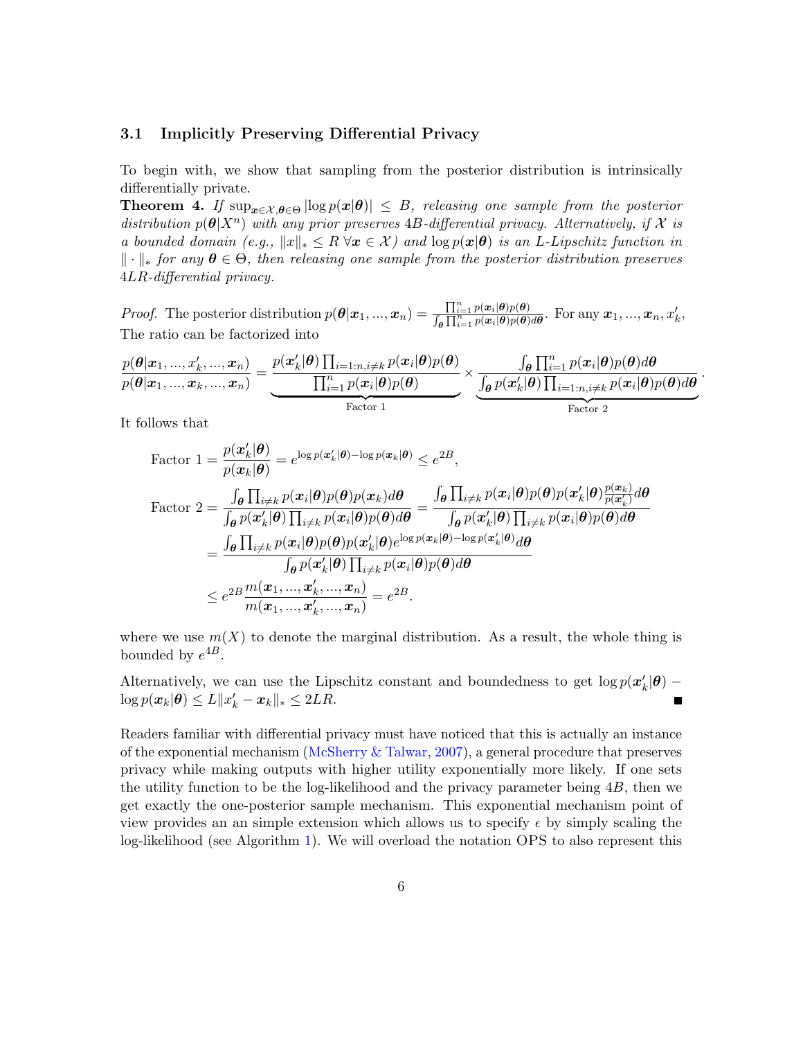### 3.1 Implicitly Preserving Differential Privacy

To begin with, we show that sampling from the posterior distribution is intrinsically differentially private.

**Theorem 4.** *If $\sup_{\boldsymbol{x}\in\mathcal{X},\boldsymbol{\theta}\in\Theta} |\log p(\boldsymbol{x}|\boldsymbol{\theta})| \leq B$, releasing one sample from the posterior distribution $p(\boldsymbol{\theta}|X^n)$ with any prior preserves $4B$-differential privacy. Alternatively, if $\mathcal{X}$ is a bounded domain (e.g., $\|x\|_* \leq R \; \forall \boldsymbol{x} \in \mathcal{X}$) and $\log p(\boldsymbol{x}|\boldsymbol{\theta})$ is an $L$-Lipschitz function in $\|\cdot\|_*$ for any $\boldsymbol{\theta} \in \Theta$, then releasing one sample from the posterior distribution preserves $4LR$-differential privacy.*

*Proof.* The posterior distribution $p(\boldsymbol{\theta}|\boldsymbol{x}_1,...,\boldsymbol{x}_n) = \frac{\prod_{i=1}^n p(\boldsymbol{x}_i|\boldsymbol{\theta})p(\boldsymbol{\theta})}{\int_{\boldsymbol{\theta}}\prod_{i=1}^n p(\boldsymbol{x}_i|\boldsymbol{\theta})p(\boldsymbol{\theta})d\boldsymbol{\theta}}$. For any $\boldsymbol{x}_1,...,\boldsymbol{x}_n,x_k'$, The ratio can be factorized into

$$\frac{p(\boldsymbol{\theta}|\boldsymbol{x}_1,...,x_k',...,\boldsymbol{x}_n)}{p(\boldsymbol{\theta}|\boldsymbol{x}_1,...,\boldsymbol{x}_k,...,\boldsymbol{x}_n)} = \underbrace{\frac{p(\boldsymbol{x}_k'|\boldsymbol{\theta})\prod_{i=1:n,i\neq k} p(\boldsymbol{x}_i|\boldsymbol{\theta})p(\boldsymbol{\theta})}{\prod_{i=1}^n p(\boldsymbol{x}_i|\boldsymbol{\theta})p(\boldsymbol{\theta})}}_{\text{Factor 1}} \times \underbrace{\frac{\int_{\boldsymbol{\theta}}\prod_{i=1}^n p(\boldsymbol{x}_i|\boldsymbol{\theta})p(\boldsymbol{\theta})d\boldsymbol{\theta}}{\int_{\boldsymbol{\theta}} p(\boldsymbol{x}_k'|\boldsymbol{\theta})\prod_{i=1:n,i\neq k} p(\boldsymbol{x}_i|\boldsymbol{\theta})p(\boldsymbol{\theta})d\boldsymbol{\theta}}}_{\text{Factor 2}}.$$

It follows that

$$\text{Factor 1} = \frac{p(\boldsymbol{x}_k'|\boldsymbol{\theta})}{p(\boldsymbol{x}_k|\boldsymbol{\theta})} = e^{\log p(\boldsymbol{x}_k'|\boldsymbol{\theta}) - \log p(\boldsymbol{x}_k|\boldsymbol{\theta})} \leq e^{2B},$$

$$\begin{aligned}
\text{Factor 2} &= \frac{\int_{\boldsymbol{\theta}}\prod_{i\neq k} p(\boldsymbol{x}_i|\boldsymbol{\theta})p(\boldsymbol{\theta})p(\boldsymbol{x}_k)d\boldsymbol{\theta}}{\int_{\boldsymbol{\theta}} p(\boldsymbol{x}_k'|\boldsymbol{\theta})\prod_{i\neq k} p(\boldsymbol{x}_i|\boldsymbol{\theta})p(\boldsymbol{\theta})d\boldsymbol{\theta}} = \frac{\int_{\boldsymbol{\theta}}\prod_{i\neq k} p(\boldsymbol{x}_i|\boldsymbol{\theta})p(\boldsymbol{\theta})p(\boldsymbol{x}_k'|\boldsymbol{\theta})\frac{p(\boldsymbol{x}_k)}{p(\boldsymbol{x}_k')}d\boldsymbol{\theta}}{\int_{\boldsymbol{\theta}} p(\boldsymbol{x}_k'|\boldsymbol{\theta})\prod_{i\neq k} p(\boldsymbol{x}_i|\boldsymbol{\theta})p(\boldsymbol{\theta})d\boldsymbol{\theta}} \\
&= \frac{\int_{\boldsymbol{\theta}}\prod_{i\neq k} p(\boldsymbol{x}_i|\boldsymbol{\theta})p(\boldsymbol{\theta})p(\boldsymbol{x}_k'|\boldsymbol{\theta})e^{\log p(\boldsymbol{x}_k|\boldsymbol{\theta}) - \log p(\boldsymbol{x}_k'|\boldsymbol{\theta})}d\boldsymbol{\theta}}{\int_{\boldsymbol{\theta}} p(\boldsymbol{x}_k'|\boldsymbol{\theta})\prod_{i\neq k} p(\boldsymbol{x}_i|\boldsymbol{\theta})p(\boldsymbol{\theta})d\boldsymbol{\theta}} \\
&\leq e^{2B}\frac{m(\boldsymbol{x}_1,...,\boldsymbol{x}_k',...,\boldsymbol{x}_n)}{m(\boldsymbol{x}_1,...,\boldsymbol{x}_k',...,\boldsymbol{x}_n)} = e^{2B}.
\end{aligned}$$

where we use $m(X)$ to denote the marginal distribution. As a result, the whole thing is bounded by $e^{4B}$.

Alternatively, we can use the Lipschitz constant and boundedness to get $\log p(\boldsymbol{x}_k'|\boldsymbol{\theta}) - \log p(\boldsymbol{x}_k|\boldsymbol{\theta}) \leq L\|x_k' - \boldsymbol{x}_k\|_* \leq 2LR$. ∎

Readers familiar with differential privacy must have noticed that this is actually an instance of the exponential mechanism (McSherry & Talwar, 2007), a general procedure that preserves privacy while making outputs with higher utility exponentially more likely. If one sets the utility function to be the log-likelihood and the privacy parameter being $4B$, then we get exactly the one-posterior sample mechanism. This exponential mechanism point of view provides an an simple extension which allows us to specify $\epsilon$ by simply scaling the log-likelihood (see Algorithm 1). We will overload the notation OPS to also represent this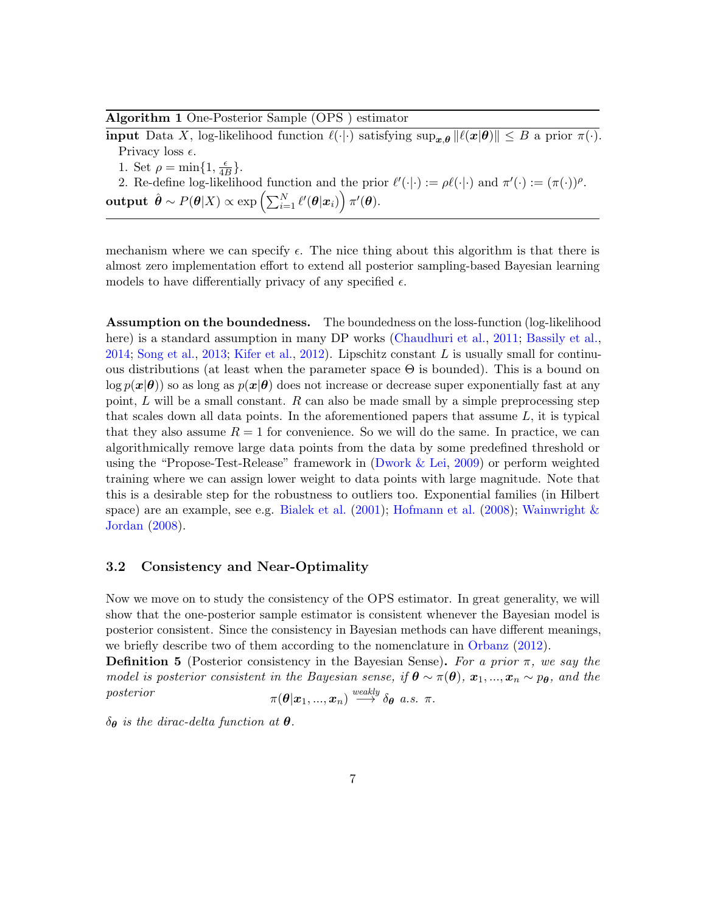**Algorithm 1** One-Posterior Sample (OPS ) estimator

**input** Data $X$, log-likelihood function $\ell(\cdot|\cdot)$ satisfying $\sup_{\boldsymbol{x},\boldsymbol{\theta}} \|\ell(\boldsymbol{x}|\boldsymbol{\theta})\| \leq B$ a prior $\pi(\cdot)$. Privacy loss $\epsilon$.

1. Set $\rho = \min\{1, \frac{\epsilon}{4B}\}$.
2. Re-define log-likelihood function and the prior $\ell'(\cdot|\cdot) := \rho\ell(\cdot|\cdot)$ and $\pi'(\cdot) := (\pi(\cdot))^{\rho}$.

**output** $\hat{\boldsymbol{\theta}} \sim P(\boldsymbol{\theta}|X) \propto \exp\left(\sum_{i=1}^{N} \ell'(\boldsymbol{\theta}|\boldsymbol{x}_i)\right) \pi'(\boldsymbol{\theta})$.

mechanism where we can specify $\epsilon$. The nice thing about this algorithm is that there is almost zero implementation effort to extend all posterior sampling-based Bayesian learning models to have differentially privacy of any specified $\epsilon$.

**Assumption on the boundedness.** The boundedness on the loss-function (log-likelihood here) is a standard assumption in many DP works (Chaudhuri et al., 2011; Bassily et al., 2014; Song et al., 2013; Kifer et al., 2012). Lipschitz constant $L$ is usually small for continuous distributions (at least when the parameter space $\Theta$ is bounded). This is a bound on $\log p(\boldsymbol{x}|\boldsymbol{\theta})$ so as long as $p(\boldsymbol{x}|\boldsymbol{\theta})$ does not increase or decrease super exponentially fast at any point, $L$ will be a small constant. $R$ can also be made small by a simple preprocessing step that scales down all data points. In the aforementioned papers that assume $L$, it is typical that they also assume $R = 1$ for convenience. So we will do the same. In practice, we can algorithmically remove large data points from the data by some predefined threshold or using the "Propose-Test-Release" framework in (Dwork & Lei, 2009) or perform weighted training where we can assign lower weight to data points with large magnitude. Note that this is a desirable step for the robustness to outliers too. Exponential families (in Hilbert space) are an example, see e.g. Bialek et al. (2001); Hofmann et al. (2008); Wainwright & Jordan (2008).

### 3.2 Consistency and Near-Optimality

Now we move on to study the consistency of the OPS estimator. In great generality, we will show that the one-posterior sample estimator is consistent whenever the Bayesian model is posterior consistent. Since the consistency in Bayesian methods can have different meanings, we briefly describe two of them according to the nomenclature in Orbanz (2012).

**Definition 5** (Posterior consistency in the Bayesian Sense)**.** *For a prior $\pi$, we say the model is posterior consistent in the Bayesian sense, if $\boldsymbol{\theta} \sim \pi(\boldsymbol{\theta})$, $\boldsymbol{x}_1, ..., \boldsymbol{x}_n \sim p_{\boldsymbol{\theta}}$, and the posterior*

$$\pi(\boldsymbol{\theta}|\boldsymbol{x}_1, ..., \boldsymbol{x}_n) \overset{weakly}{\longrightarrow} \delta_{\boldsymbol{\theta}} \ a.s.\ \pi.$$

*$\delta_{\boldsymbol{\theta}}$ is the dirac-delta function at $\boldsymbol{\theta}$.*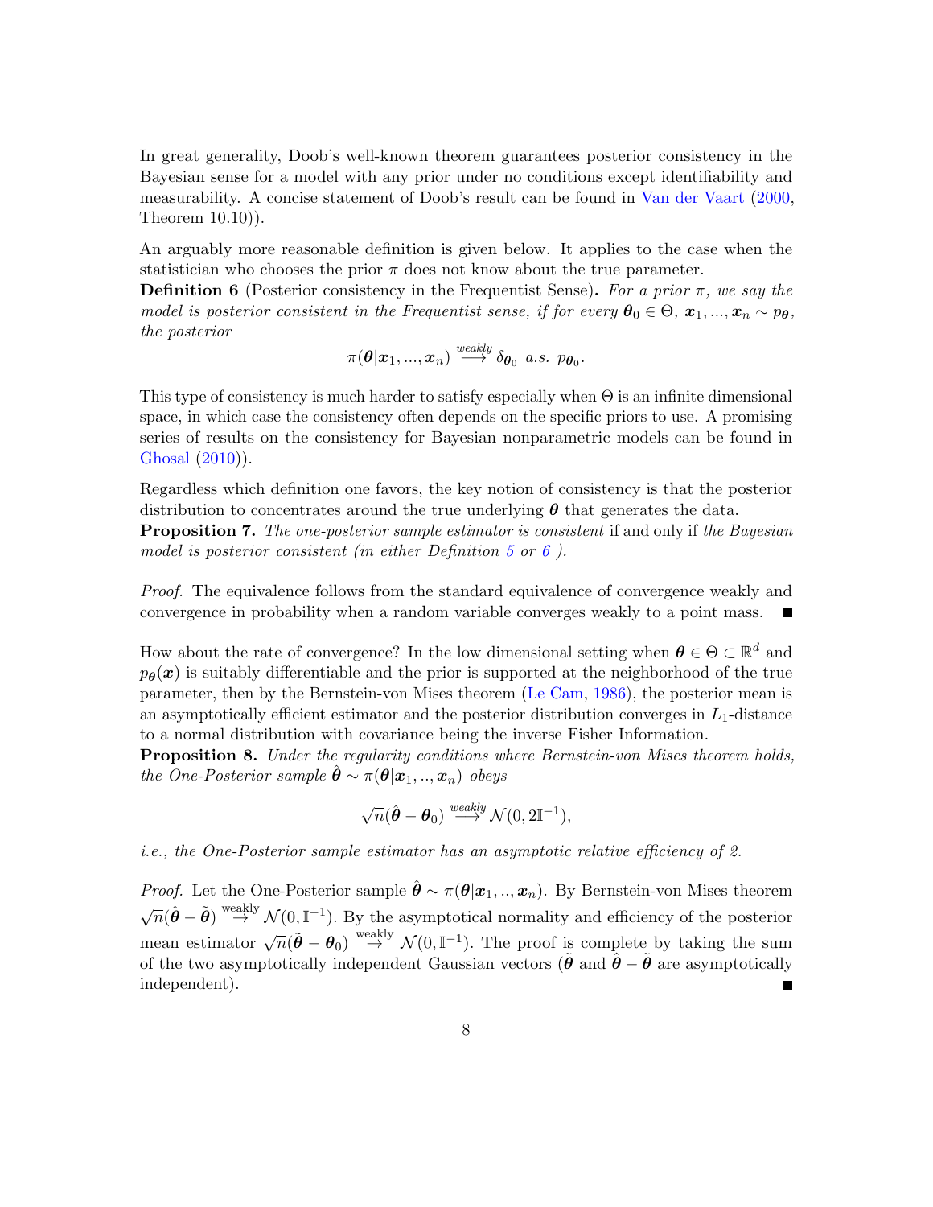In great generality, Doob's well-known theorem guarantees posterior consistency in the Bayesian sense for a model with any prior under no conditions except identifiability and measurability. A concise statement of Doob's result can be found in Van der Vaart (2000, Theorem 10.10)).

An arguably more reasonable definition is given below. It applies to the case when the statistician who chooses the prior $\pi$ does not know about the true parameter.

**Definition 6** (Posterior consistency in the Frequentist Sense)**.** *For a prior $\pi$, we say the model is posterior consistent in the Frequentist sense, if for every $\boldsymbol{\theta}_0 \in \Theta$, $\boldsymbol{x}_1, ..., \boldsymbol{x}_n \sim p_{\boldsymbol{\theta}}$, the posterior*

$$\pi(\boldsymbol{\theta}|\boldsymbol{x}_1, ..., \boldsymbol{x}_n) \stackrel{weakly}{\longrightarrow} \delta_{\boldsymbol{\theta}_0} \text{ a.s. } p_{\boldsymbol{\theta}_0}.$$

This type of consistency is much harder to satisfy especially when $\Theta$ is an infinite dimensional space, in which case the consistency often depends on the specific priors to use. A promising series of results on the consistency for Bayesian nonparametric models can be found in Ghosal (2010)).

Regardless which definition one favors, the key notion of consistency is that the posterior distribution to concentrates around the true underlying $\boldsymbol{\theta}$ that generates the data.

**Proposition 7.** *The one-posterior sample estimator is consistent* if and only if *the Bayesian model is posterior consistent (in either Definition 5 or 6 ).*

*Proof.* The equivalence follows from the standard equivalence of convergence weakly and convergence in probability when a random variable converges weakly to a point mass. ∎

How about the rate of convergence? In the low dimensional setting when $\boldsymbol{\theta} \in \Theta \subset \mathbb{R}^d$ and $p_{\boldsymbol{\theta}}(\boldsymbol{x})$ is suitably differentiable and the prior is supported at the neighborhood of the true parameter, then by the Bernstein-von Mises theorem (Le Cam, 1986), the posterior mean is an asymptotically efficient estimator and the posterior distribution converges in $L_1$-distance to a normal distribution with covariance being the inverse Fisher Information.

**Proposition 8.** *Under the regularity conditions where Bernstein-von Mises theorem holds, the One-Posterior sample $\hat{\boldsymbol{\theta}} \sim \pi(\boldsymbol{\theta}|\boldsymbol{x}_1, .., \boldsymbol{x}_n)$ obeys*

$$\sqrt{n}(\hat{\boldsymbol{\theta}} - \boldsymbol{\theta}_0) \stackrel{weakly}{\longrightarrow} \mathcal{N}(0, 2\mathbb{I}^{-1}),$$

*i.e., the One-Posterior sample estimator has an asymptotic relative efficiency of 2.*

*Proof.* Let the One-Posterior sample $\hat{\boldsymbol{\theta}} \sim \pi(\boldsymbol{\theta}|\boldsymbol{x}_1, .., \boldsymbol{x}_n)$. By Bernstein-von Mises theorem $\sqrt{n}(\hat{\boldsymbol{\theta}} - \tilde{\boldsymbol{\theta}}) \stackrel{\text{weakly}}{\to} \mathcal{N}(0, \mathbb{I}^{-1})$. By the asymptotical normality and efficiency of the posterior mean estimator $\sqrt{n}(\tilde{\boldsymbol{\theta}} - \boldsymbol{\theta}_0) \stackrel{\text{weakly}}{\to} \mathcal{N}(0, \mathbb{I}^{-1})$. The proof is complete by taking the sum of the two asymptotically independent Gaussian vectors ($\tilde{\boldsymbol{\theta}}$ and $\hat{\boldsymbol{\theta}} - \tilde{\boldsymbol{\theta}}$ are asymptotically independent). ∎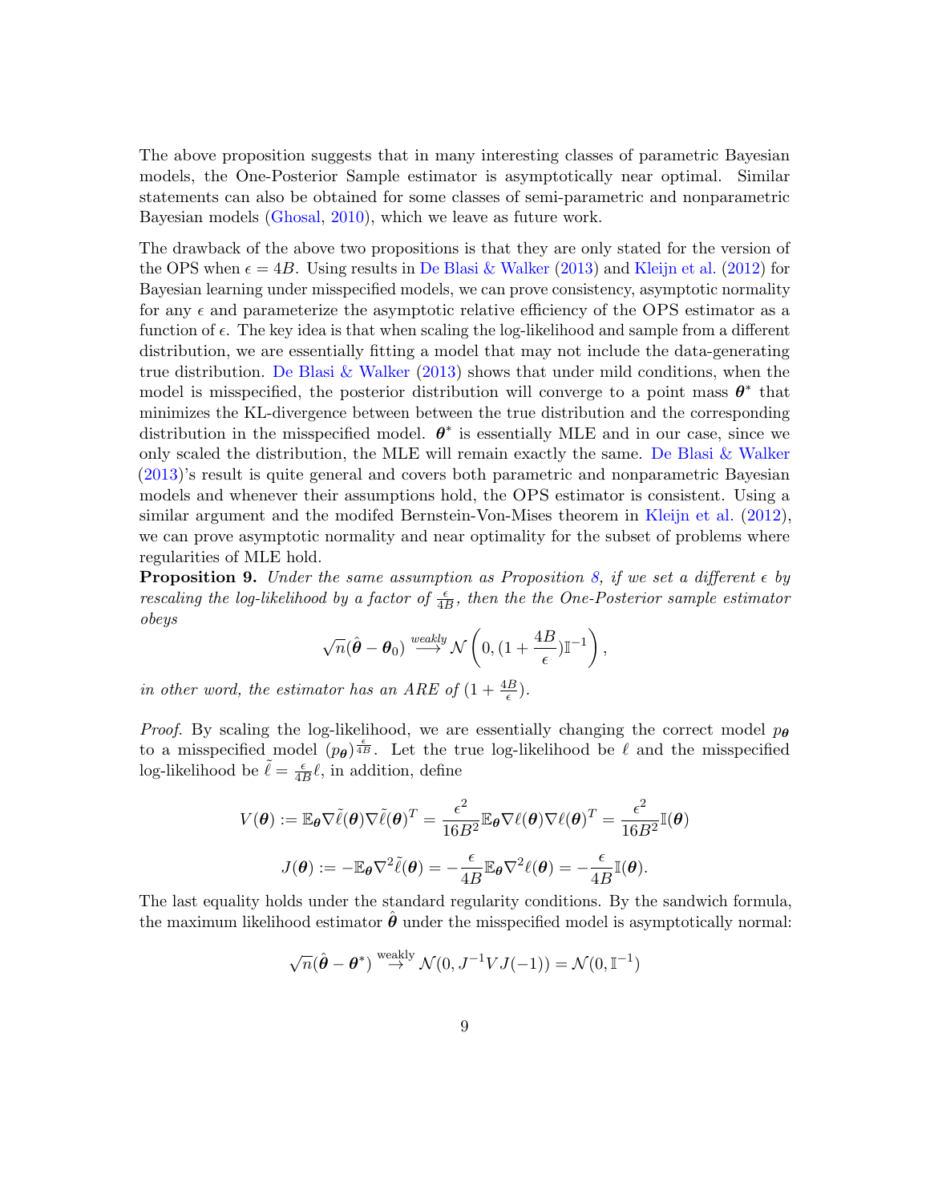The above proposition suggests that in many interesting classes of parametric Bayesian models, the One-Posterior Sample estimator is asymptotically near optimal. Similar statements can also be obtained for some classes of semi-parametric and nonparametric Bayesian models (Ghosal, 2010), which we leave as future work.

The drawback of the above two propositions is that they are only stated for the version of the OPS when $\epsilon = 4B$. Using results in De Blasi & Walker (2013) and Kleijn et al. (2012) for Bayesian learning under misspecified models, we can prove consistency, asymptotic normality for any $\epsilon$ and parameterize the asymptotic relative efficiency of the OPS estimator as a function of $\epsilon$. The key idea is that when scaling the log-likelihood and sample from a different distribution, we are essentially fitting a model that may not include the data-generating true distribution. De Blasi & Walker (2013) shows that under mild conditions, when the model is misspecified, the posterior distribution will converge to a point mass $\boldsymbol{\theta}^*$ that minimizes the KL-divergence between between the true distribution and the corresponding distribution in the misspecified model. $\boldsymbol{\theta}^*$ is essentially MLE and in our case, since we only scaled the distribution, the MLE will remain exactly the same. De Blasi & Walker (2013)'s result is quite general and covers both parametric and nonparametric Bayesian models and whenever their assumptions hold, the OPS estimator is consistent. Using a similar argument and the modifed Bernstein-Von-Mises theorem in Kleijn et al. (2012), we can prove asymptotic normality and near optimality for the subset of problems where regularities of MLE hold.

**Proposition 9.** *Under the same assumption as Proposition 8, if we set a different $\epsilon$ by rescaling the log-likelihood by a factor of $\frac{\epsilon}{4B}$, then the the One-Posterior sample estimator obeys*

$$\sqrt{n}(\hat{\boldsymbol{\theta}} - \boldsymbol{\theta}_0) \overset{weakly}{\longrightarrow} \mathcal{N}\left(0, (1 + \frac{4B}{\epsilon})\mathbb{I}^{-1}\right),$$

*in other word, the estimator has an ARE of $(1 + \frac{4B}{\epsilon})$.*

*Proof.* By scaling the log-likelihood, we are essentially changing the correct model $p_{\boldsymbol{\theta}}$ to a misspecified model $(p_{\boldsymbol{\theta}})^{\frac{\epsilon}{4B}}$. Let the true log-likelihood be $\ell$ and the misspecified log-likelihood be $\tilde{\ell} = \frac{\epsilon}{4B}\ell$, in addition, define

$$V(\boldsymbol{\theta}) := \mathbb{E}_{\boldsymbol{\theta}} \nabla\tilde{\ell}(\boldsymbol{\theta})\nabla\tilde{\ell}(\boldsymbol{\theta})^T = \frac{\epsilon^2}{16B^2}\mathbb{E}_{\boldsymbol{\theta}}\nabla\ell(\boldsymbol{\theta})\nabla\ell(\boldsymbol{\theta})^T = \frac{\epsilon^2}{16B^2}\mathbb{I}(\boldsymbol{\theta})$$

$$J(\boldsymbol{\theta}) := -\mathbb{E}_{\boldsymbol{\theta}}\nabla^2\tilde{\ell}(\boldsymbol{\theta}) = -\frac{\epsilon}{4B}\mathbb{E}_{\boldsymbol{\theta}}\nabla^2\ell(\boldsymbol{\theta}) = -\frac{\epsilon}{4B}\mathbb{I}(\boldsymbol{\theta}).$$

The last equality holds under the standard regularity conditions. By the sandwich formula, the maximum likelihood estimator $\hat{\boldsymbol{\theta}}$ under the misspecified model is asymptotically normal:

$$\sqrt{n}(\hat{\boldsymbol{\theta}} - \boldsymbol{\theta}^*) \overset{\text{weakly}}{\to} \mathcal{N}(0, J^{-1}VJ(-1)) = \mathcal{N}(0, \mathbb{I}^{-1})$$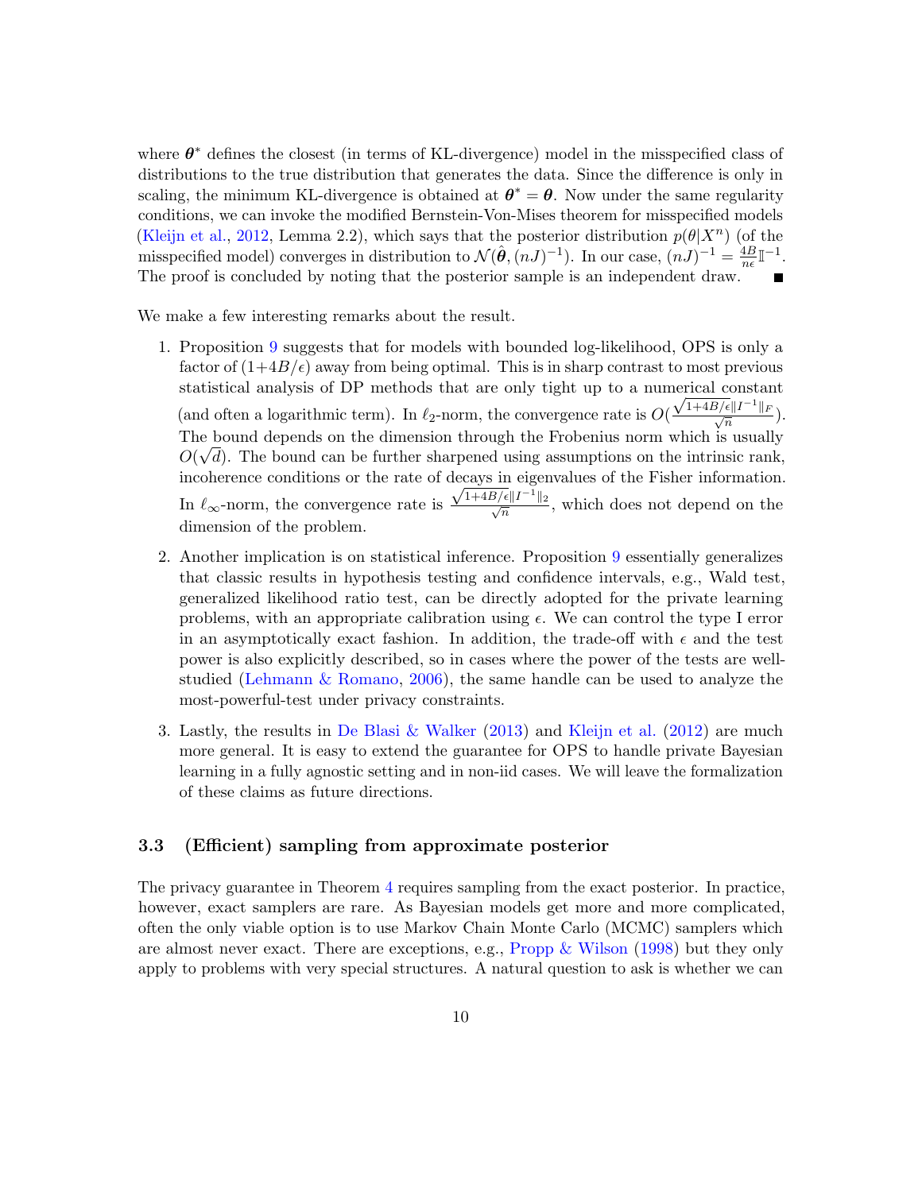where $\boldsymbol{\theta}^*$ defines the closest (in terms of KL-divergence) model in the misspecified class of distributions to the true distribution that generates the data. Since the difference is only in scaling, the minimum KL-divergence is obtained at $\boldsymbol{\theta}^* = \boldsymbol{\theta}$. Now under the same regularity conditions, we can invoke the modified Bernstein-Von-Mises theorem for misspecified models (Kleijn et al., 2012, Lemma 2.2), which says that the posterior distribution $p(\theta|X^n)$ (of the misspecified model) converges in distribution to $\mathcal{N}(\hat{\boldsymbol{\theta}}, (nJ)^{-1})$. In our case, $(nJ)^{-1} = \frac{4B}{n\epsilon}\mathbb{I}^{-1}$. The proof is concluded by noting that the posterior sample is an independent draw. ■

We make a few interesting remarks about the result.

1. Proposition 9 suggests that for models with bounded log-likelihood, OPS is only a factor of $(1+4B/\epsilon)$ away from being optimal. This is in sharp contrast to most previous statistical analysis of DP methods that are only tight up to a numerical constant (and often a logarithmic term). In $\ell_2$-norm, the convergence rate is $O(\frac{\sqrt{1+4B/\epsilon}\|I^{-1}\|_F}{\sqrt{n}})$. The bound depends on the dimension through the Frobenius norm which is usually $O(\sqrt{d})$. The bound can be further sharpened using assumptions on the intrinsic rank, incoherence conditions or the rate of decays in eigenvalues of the Fisher information. In $\ell_\infty$-norm, the convergence rate is $\frac{\sqrt{1+4B/\epsilon}\|I^{-1}\|_2}{\sqrt{n}}$, which does not depend on the dimension of the problem.

2. Another implication is on statistical inference. Proposition 9 essentially generalizes that classic results in hypothesis testing and confidence intervals, e.g., Wald test, generalized likelihood ratio test, can be directly adopted for the private learning problems, with an appropriate calibration using $\epsilon$. We can control the type I error in an asymptotically exact fashion. In addition, the trade-off with $\epsilon$ and the test power is also explicitly described, so in cases where the power of the tests are well-studied (Lehmann & Romano, 2006), the same handle can be used to analyze the most-powerful-test under privacy constraints.

3. Lastly, the results in De Blasi & Walker (2013) and Kleijn et al. (2012) are much more general. It is easy to extend the guarantee for OPS to handle private Bayesian learning in a fully agnostic setting and in non-iid cases. We will leave the formalization of these claims as future directions.

### 3.3 (Efficient) sampling from approximate posterior

The privacy guarantee in Theorem 4 requires sampling from the exact posterior. In practice, however, exact samplers are rare. As Bayesian models get more and more complicated, often the only viable option is to use Markov Chain Monte Carlo (MCMC) samplers which are almost never exact. There are exceptions, e.g., Propp & Wilson (1998) but they only apply to problems with very special structures. A natural question to ask is whether we can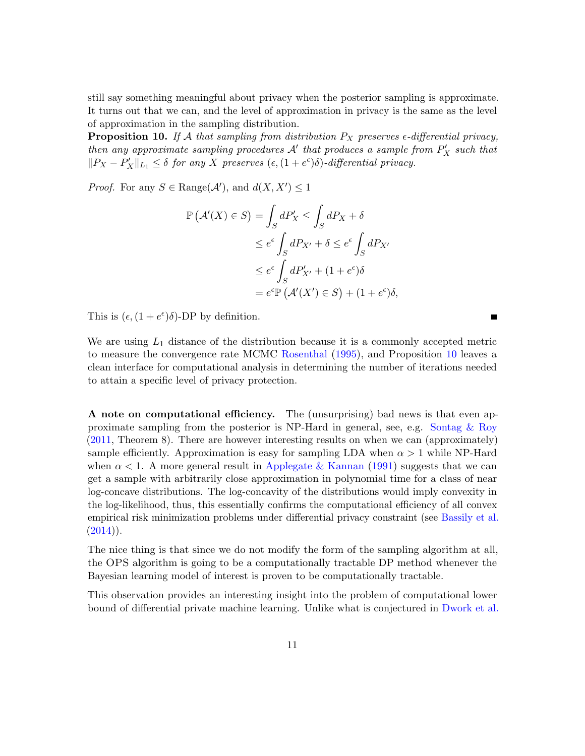still say something meaningful about privacy when the posterior sampling is approximate. It turns out that we can, and the level of approximation in privacy is the same as the level of approximation in the sampling distribution.

**Proposition 10.** *If $\mathcal{A}$ that sampling from distribution $P_X$ preserves $\epsilon$-differential privacy, then any approximate sampling procedures $\mathcal{A}'$ that produces a sample from $P'_X$ such that $\|P_X - P'_X\|_{L_1} \leq \delta$ for any $X$ preserves $(\epsilon, (1+e^\epsilon)\delta)$-differential privacy.*

*Proof.* For any $S \in \text{Range}(\mathcal{A}')$, and $d(X, X') \leq 1$

$$
\begin{aligned}
\mathbb{P}\left(\mathcal{A}'(X) \in S\right) &= \int_S dP'_X \leq \int_S dP_X + \delta \\
&\leq e^\epsilon \int_S dP_{X'} + \delta \leq e^\epsilon \int_S dP_{X'} \\
&\leq e^\epsilon \int_S dP'_{X'} + (1+e^\epsilon)\delta \\
&= e^\epsilon \mathbb{P}\left(\mathcal{A}'(X') \in S\right) + (1+e^\epsilon)\delta,
\end{aligned}
$$

This is $(\epsilon, (1+e^\epsilon)\delta)$-DP by definition. ∎

We are using $L_1$ distance of the distribution because it is a commonly accepted metric to measure the convergence rate MCMC Rosenthal (1995), and Proposition 10 leaves a clean interface for computational analysis in determining the number of iterations needed to attain a specific level of privacy protection.

**A note on computational efficiency.** The (unsurprising) bad news is that even approximate sampling from the posterior is NP-Hard in general, see, e.g. Sontag & Roy (2011, Theorem 8). There are however interesting results on when we can (approximately) sample efficiently. Approximation is easy for sampling LDA when $\alpha > 1$ while NP-Hard when $\alpha < 1$. A more general result in Applegate & Kannan (1991) suggests that we can get a sample with arbitrarily close approximation in polynomial time for a class of near log-concave distributions. The log-concavity of the distributions would imply convexity in the log-likelihood, thus, this essentially confirms the computational efficiency of all convex empirical risk minimization problems under differential privacy constraint (see Bassily et al. (2014)).

The nice thing is that since we do not modify the form of the sampling algorithm at all, the OPS algorithm is going to be a computationally tractable DP method whenever the Bayesian learning model of interest is proven to be computationally tractable.

This observation provides an interesting insight into the problem of computational lower bound of differential private machine learning. Unlike what is conjectured in Dwork et al.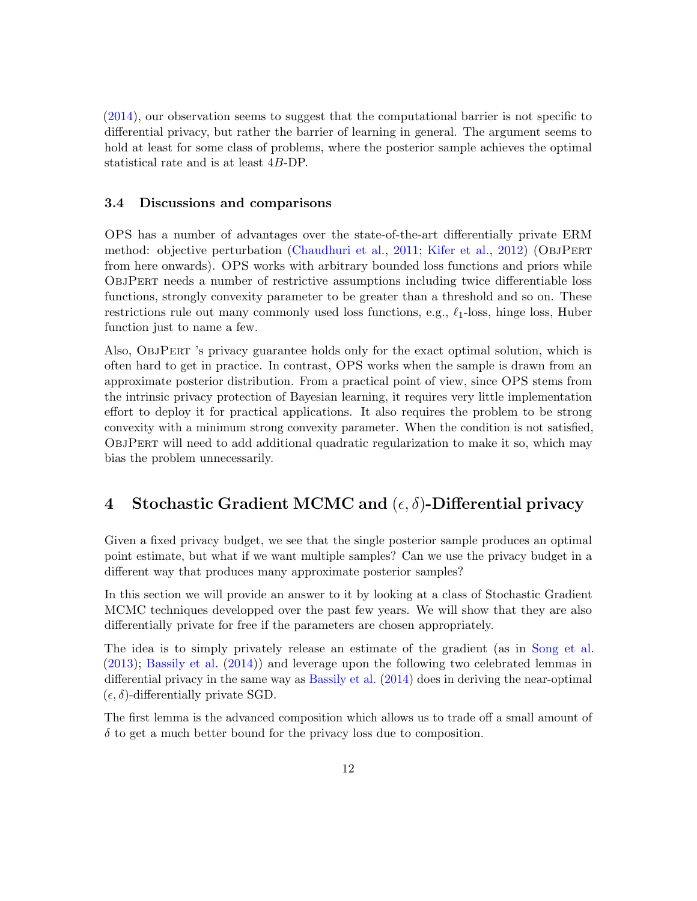(2014), our observation seems to suggest that the computational barrier is not specific to differential privacy, but rather the barrier of learning in general. The argument seems to hold at least for some class of problems, where the posterior sample achieves the optimal statistical rate and is at least $4B$-DP.

### 3.4 Discussions and comparisons

OPS has a number of advantages over the state-of-the-art differentially private ERM method: objective perturbation (Chaudhuri et al., 2011; Kifer et al., 2012) (ObjPert from here onwards). OPS works with arbitrary bounded loss functions and priors while ObjPert needs a number of restrictive assumptions including twice differentiable loss functions, strongly convexity parameter to be greater than a threshold and so on. These restrictions rule out many commonly used loss functions, e.g., $\ell_1$-loss, hinge loss, Huber function just to name a few.

Also, ObjPert 's privacy guarantee holds only for the exact optimal solution, which is often hard to get in practice. In contrast, OPS works when the sample is drawn from an approximate posterior distribution. From a practical point of view, since OPS stems from the intrinsic privacy protection of Bayesian learning, it requires very little implementation effort to deploy it for practical applications. It also requires the problem to be strong convexity with a minimum strong convexity parameter. When the condition is not satisfied, ObjPert will need to add additional quadratic regularization to make it so, which may bias the problem unnecessarily.

## 4 Stochastic Gradient MCMC and $(\epsilon, \delta)$-Differential privacy

Given a fixed privacy budget, we see that the single posterior sample produces an optimal point estimate, but what if we want multiple samples? Can we use the privacy budget in a different way that produces many approximate posterior samples?

In this section we will provide an answer to it by looking at a class of Stochastic Gradient MCMC techniques developped over the past few years. We will show that they are also differentially private for free if the parameters are chosen appropriately.

The idea is to simply privately release an estimate of the gradient (as in Song et al. (2013); Bassily et al. (2014)) and leverage upon the following two celebrated lemmas in differential privacy in the same way as Bassily et al. (2014) does in deriving the near-optimal $(\epsilon, \delta)$-differentially private SGD.

The first lemma is the advanced composition which allows us to trade off a small amount of $\delta$ to get a much better bound for the privacy loss due to composition.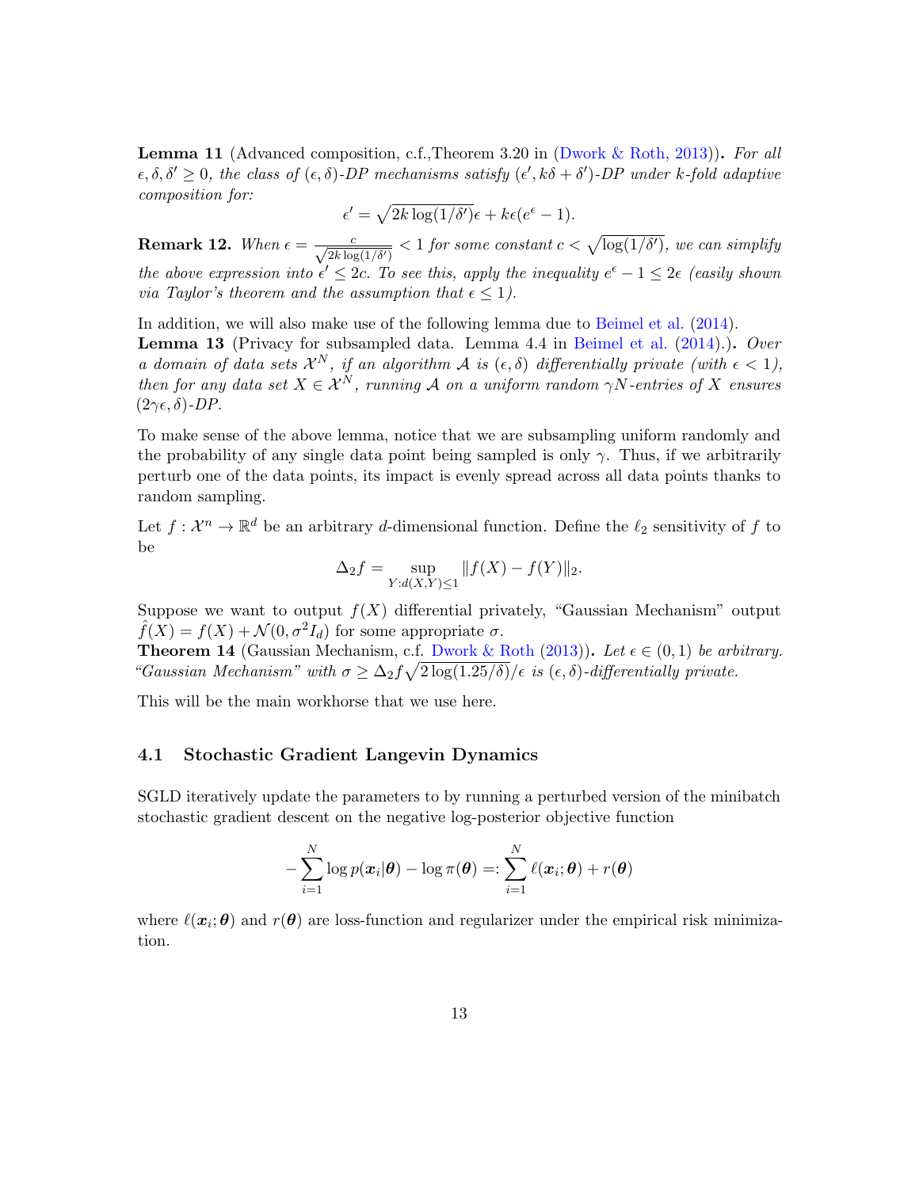**Lemma 11** (Advanced composition, c.f.,Theorem 3.20 in (Dwork & Roth, 2013)). *For all $\epsilon, \delta, \delta' \geq 0$, the class of $(\epsilon, \delta)$-DP mechanisms satisfy $(\epsilon', k\delta + \delta')$-DP under $k$-fold adaptive composition for:*

$$\epsilon' = \sqrt{2k \log(1/\delta')}\epsilon + k\epsilon(e^{\epsilon} - 1).$$

**Remark 12.** *When $\epsilon = \frac{c}{\sqrt{2k \log(1/\delta')}} < 1$ for some constant $c < \sqrt{\log(1/\delta')}$, we can simplify the above expression into $\epsilon' \leq 2c$. To see this, apply the inequality $e^{\epsilon} - 1 \leq 2\epsilon$ (easily shown via Taylor's theorem and the assumption that $\epsilon \leq 1$).*

In addition, we will also make use of the following lemma due to Beimel et al. (2014).

**Lemma 13** (Privacy for subsampled data. Lemma 4.4 in Beimel et al. (2014).). *Over a domain of data sets $\mathcal{X}^N$, if an algorithm $\mathcal{A}$ is $(\epsilon, \delta)$ differentially private (with $\epsilon < 1$), then for any data set $X \in \mathcal{X}^N$, running $\mathcal{A}$ on a uniform random $\gamma N$-entries of $X$ ensures $(2\gamma\epsilon, \delta)$-DP.*

To make sense of the above lemma, notice that we are subsampling uniform randomly and the probability of any single data point being sampled is only $\gamma$. Thus, if we arbitrarily perturb one of the data points, its impact is evenly spread across all data points thanks to random sampling.

Let $f : \mathcal{X}^n \to \mathbb{R}^d$ be an arbitrary $d$-dimensional function. Define the $\ell_2$ sensitivity of $f$ to be

$$\Delta_2 f = \sup_{Y : d(X,Y) \leq 1} \|f(X) - f(Y)\|_2.$$

Suppose we want to output $f(X)$ differential privately, "Gaussian Mechanism" output $\hat{f}(X) = f(X) + \mathcal{N}(0, \sigma^2 I_d)$ for some appropriate $\sigma$.

**Theorem 14** (Gaussian Mechanism, c.f. Dwork & Roth (2013)). *Let $\epsilon \in (0, 1)$ be arbitrary. "Gaussian Mechanism" with $\sigma \geq \Delta_2 f \sqrt{2 \log(1.25/\delta)}/\epsilon$ is $(\epsilon, \delta)$-differentially private.*

This will be the main workhorse that we use here.

### 4.1 Stochastic Gradient Langevin Dynamics

SGLD iteratively update the parameters to by running a perturbed version of the minibatch stochastic gradient descent on the negative log-posterior objective function

$$-\sum_{i=1}^{N} \log p(\boldsymbol{x}_i | \boldsymbol{\theta}) - \log \pi(\boldsymbol{\theta}) =: \sum_{i=1}^{N} \ell(\boldsymbol{x}_i; \boldsymbol{\theta}) + r(\boldsymbol{\theta})$$

where $\ell(\boldsymbol{x}_i; \boldsymbol{\theta})$ and $r(\boldsymbol{\theta})$ are loss-function and regularizer under the empirical risk minimization.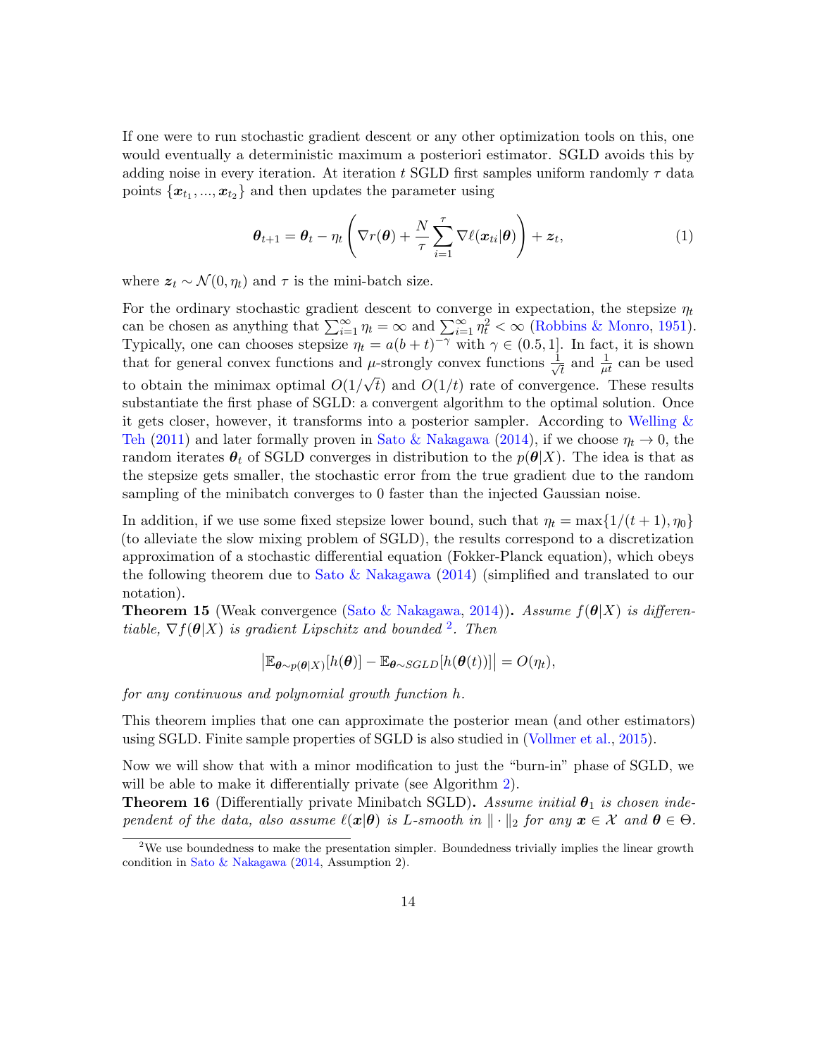If one were to run stochastic gradient descent or any other optimization tools on this, one would eventually a deterministic maximum a posteriori estimator. SGLD avoids this by adding noise in every iteration. At iteration $t$ SGLD first samples uniform randomly $\tau$ data points $\{\boldsymbol{x}_{t_1}, ..., \boldsymbol{x}_{t_2}\}$ and then updates the parameter using

$$\boldsymbol{\theta}_{t+1} = \boldsymbol{\theta}_t - \eta_t \left( \nabla r(\boldsymbol{\theta}) + \frac{N}{\tau} \sum_{i=1}^{\tau} \nabla \ell(\boldsymbol{x}_{ti}|\boldsymbol{\theta}) \right) + \boldsymbol{z}_t, \tag{1}$$

where $\boldsymbol{z}_t \sim \mathcal{N}(0, \eta_t)$ and $\tau$ is the mini-batch size.

For the ordinary stochastic gradient descent to converge in expectation, the stepsize $\eta_t$ can be chosen as anything that $\sum_{i=1}^{\infty} \eta_t = \infty$ and $\sum_{i=1}^{\infty} \eta_t^2 < \infty$ (Robbins & Monro, 1951). Typically, one can chooses stepsize $\eta_t = a(b+t)^{-\gamma}$ with $\gamma \in (0.5, 1]$. In fact, it is shown that for general convex functions and $\mu$-strongly convex functions $\frac{1}{\sqrt{t}}$ and $\frac{1}{\mu t}$ can be used to obtain the minimax optimal $O(1/\sqrt{t})$ and $O(1/t)$ rate of convergence. These results substantiate the first phase of SGLD: a convergent algorithm to the optimal solution. Once it gets closer, however, it transforms into a posterior sampler. According to Welling & Teh (2011) and later formally proven in Sato & Nakagawa (2014), if we choose $\eta_t \to 0$, the random iterates $\boldsymbol{\theta}_t$ of SGLD converges in distribution to the $p(\boldsymbol{\theta}|X)$. The idea is that as the stepsize gets smaller, the stochastic error from the true gradient due to the random sampling of the minibatch converges to 0 faster than the injected Gaussian noise.

In addition, if we use some fixed stepsize lower bound, such that $\eta_t = \max\{1/(t+1), \eta_0\}$ (to alleviate the slow mixing problem of SGLD), the results correspond to a discretization approximation of a stochastic differential equation (Fokker-Planck equation), which obeys the following theorem due to Sato & Nakagawa (2014) (simplified and translated to our notation).

**Theorem 15** (Weak convergence (Sato & Nakagawa, 2014))**.** *Assume $f(\boldsymbol{\theta}|X)$ is differentiable, $\nabla f(\boldsymbol{\theta}|X)$ is gradient Lipschitz and bounded* [2]*. Then*

$$\left| \mathbb{E}_{\boldsymbol{\theta} \sim p(\boldsymbol{\theta}|X)}[h(\boldsymbol{\theta})] - \mathbb{E}_{\boldsymbol{\theta} \sim SGLD}[h(\boldsymbol{\theta}(t))] \right| = O(\eta_t),$$

*for any continuous and polynomial growth function $h$.*

This theorem implies that one can approximate the posterior mean (and other estimators) using SGLD. Finite sample properties of SGLD is also studied in (Vollmer et al., 2015).

Now we will show that with a minor modification to just the "burn-in" phase of SGLD, we will be able to make it differentially private (see Algorithm 2).

**Theorem 16** (Differentially private Minibatch SGLD)**.** *Assume initial $\boldsymbol{\theta}_1$ is chosen independent of the data, also assume $\ell(\boldsymbol{x}|\boldsymbol{\theta})$ is $L$-smooth in $\|\cdot\|_2$ for any $\boldsymbol{x} \in \mathcal{X}$ and $\boldsymbol{\theta} \in \Theta$.*

[2] We use boundedness to make the presentation simpler. Boundedness trivially implies the linear growth condition in Sato & Nakagawa (2014, Assumption 2).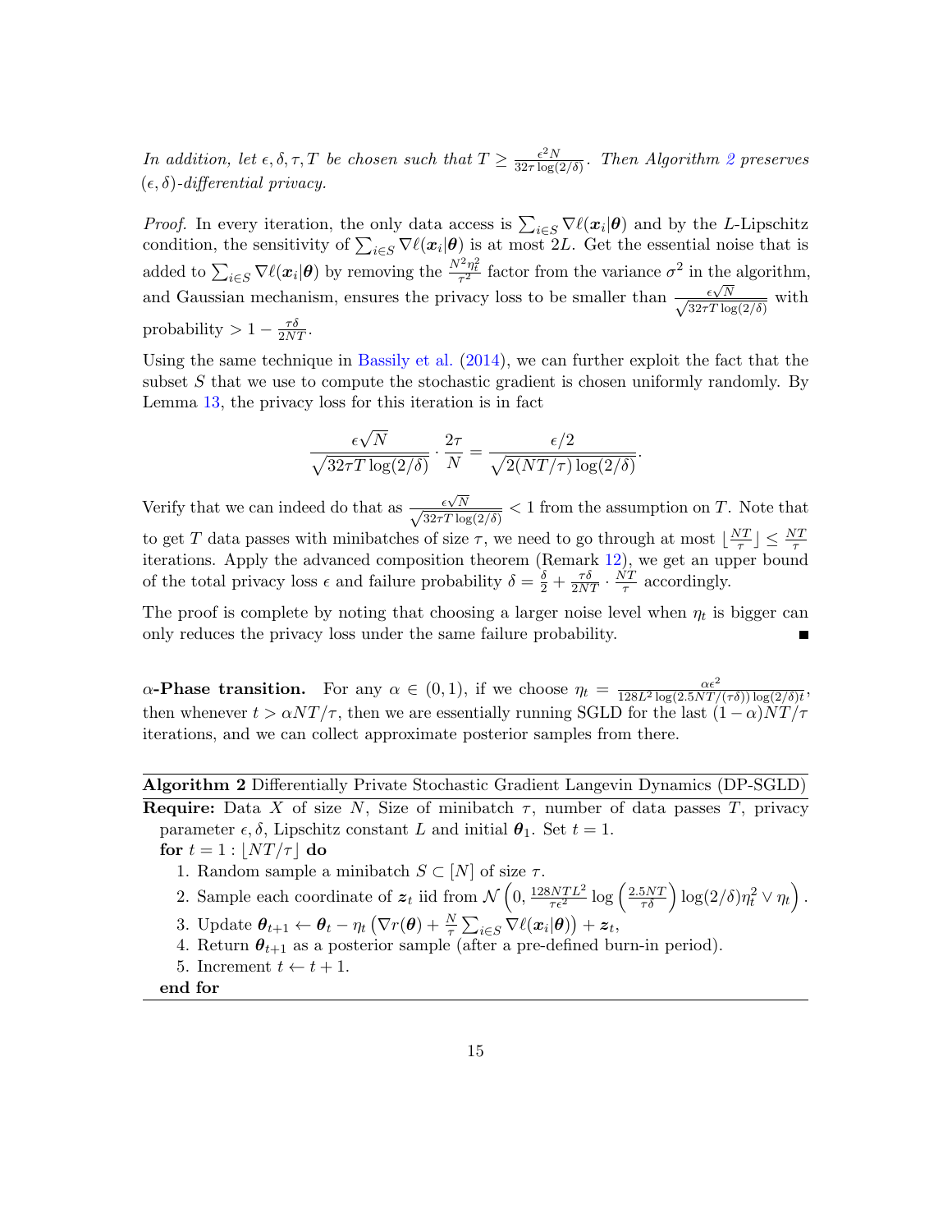*In addition, let $\epsilon, \delta, \tau, T$ be chosen such that $T \geq \frac{\epsilon^2 N}{32\tau \log(2/\delta)}$. Then Algorithm 2 preserves $(\epsilon, \delta)$-differential privacy.*

*Proof.* In every iteration, the only data access is $\sum_{i \in S} \nabla \ell(\boldsymbol{x}_i|\boldsymbol{\theta})$ and by the $L$-Lipschitz condition, the sensitivity of $\sum_{i \in S} \nabla \ell(\boldsymbol{x}_i|\boldsymbol{\theta})$ is at most $2L$. Get the essential noise that is added to $\sum_{i \in S} \nabla \ell(\boldsymbol{x}_i|\boldsymbol{\theta})$ by removing the $\frac{N^2\eta_t^2}{\tau^2}$ factor from the variance $\sigma^2$ in the algorithm, and Gaussian mechanism, ensures the privacy loss to be smaller than $\frac{\epsilon\sqrt{N}}{\sqrt{32\tau T \log(2/\delta)}}$ with probability $> 1 - \frac{\tau\delta}{2NT}$.

Using the same technique in Bassily et al. (2014), we can further exploit the fact that the subset $S$ that we use to compute the stochastic gradient is chosen uniformly randomly. By Lemma 13, the privacy loss for this iteration is in fact

$$\frac{\epsilon\sqrt{N}}{\sqrt{32\tau T \log(2/\delta)}} \cdot \frac{2\tau}{N} = \frac{\epsilon/2}{\sqrt{2(NT/\tau)\log(2/\delta)}}.$$

Verify that we can indeed do that as $\frac{\epsilon\sqrt{N}}{\sqrt{32\tau T \log(2/\delta)}} < 1$ from the assumption on $T$. Note that to get $T$ data passes with minibatches of size $\tau$, we need to go through at most $\lfloor \frac{NT}{\tau} \rfloor \leq \frac{NT}{\tau}$ iterations. Apply the advanced composition theorem (Remark 12), we get an upper bound of the total privacy loss $\epsilon$ and failure probability $\delta = \frac{\delta}{2} + \frac{\tau\delta}{2NT} \cdot \frac{NT}{\tau}$ accordingly.

The proof is complete by noting that choosing a larger noise level when $\eta_t$ is bigger can only reduces the privacy loss under the same failure probability. ∎

**$\alpha$-Phase transition.** For any $\alpha \in (0,1)$, if we choose $\eta_t = \frac{\alpha\epsilon^2}{128L^2 \log(2.5NT/(\tau\delta)) \log(2/\delta) t}$, then whenever $t > \alpha NT/\tau$, then we are essentially running SGLD for the last $(1-\alpha)NT/\tau$ iterations, and we can collect approximate posterior samples from there.

---

**Algorithm 2** Differentially Private Stochastic Gradient Langevin Dynamics (DP-SGLD)

---

**Require:** Data $X$ of size $N$, Size of minibatch $\tau$, number of data passes $T$, privacy parameter $\epsilon, \delta$, Lipschitz constant $L$ and initial $\boldsymbol{\theta}_1$. Set $t = 1$.

**for** $t = 1 : \lfloor NT/\tau \rfloor$ **do**

1. Random sample a minibatch $S \subset [N]$ of size $\tau$.
2. Sample each coordinate of $\boldsymbol{z}_t$ iid from $\mathcal{N}\left(0, \frac{128NTL^2}{\tau\epsilon^2} \log\left(\frac{2.5NT}{\tau\delta}\right) \log(2/\delta)\eta_t^2 \vee \eta_t\right)$.
3. Update $\boldsymbol{\theta}_{t+1} \leftarrow \boldsymbol{\theta}_t - \eta_t \left(\nabla r(\boldsymbol{\theta}) + \frac{N}{\tau}\sum_{i \in S} \nabla \ell(\boldsymbol{x}_i|\boldsymbol{\theta})\right) + \boldsymbol{z}_t$,
4. Return $\boldsymbol{\theta}_{t+1}$ as a posterior sample (after a pre-defined burn-in period).
5. Increment $t \leftarrow t + 1$.

**end for**

---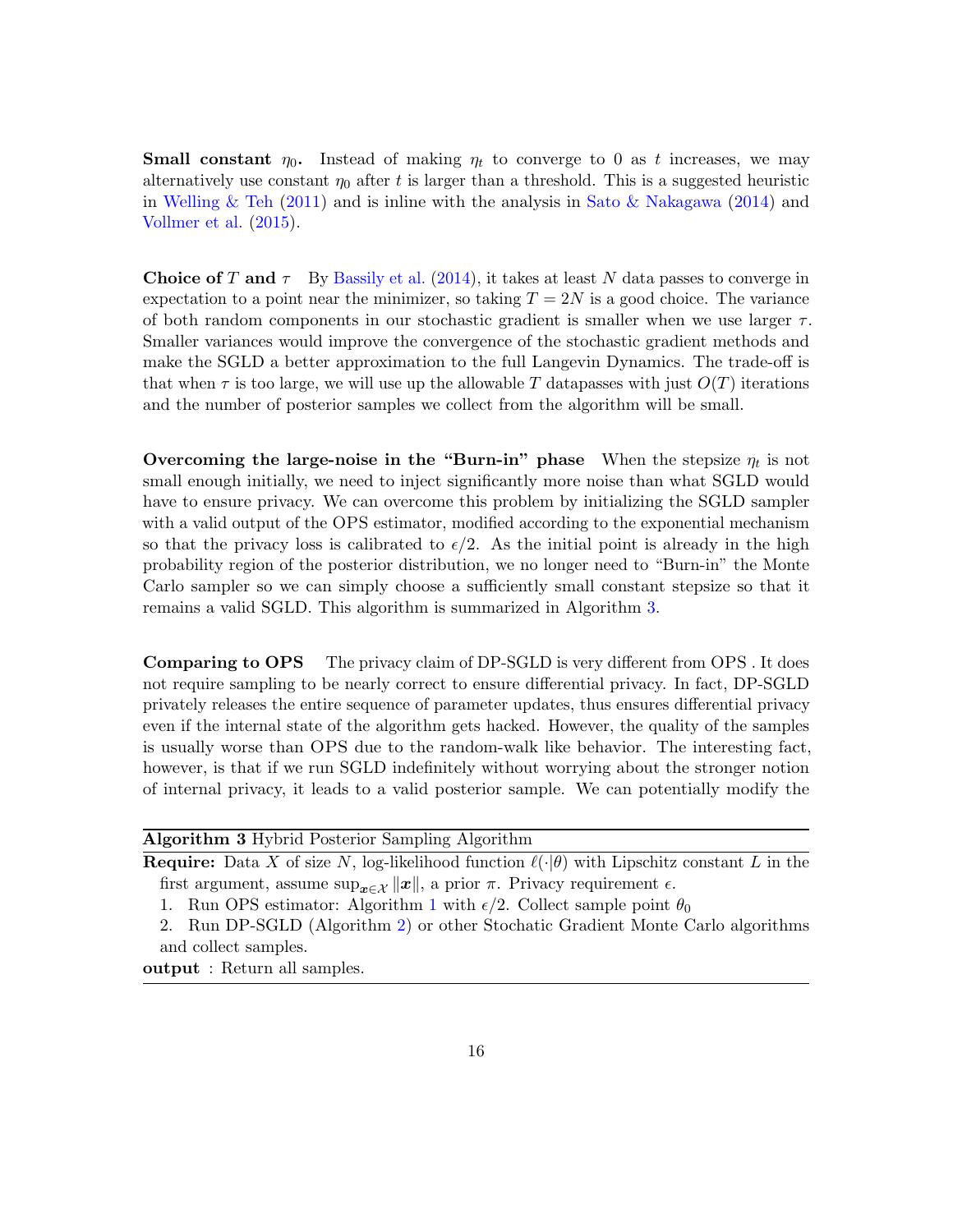**Small constant $\eta_0$.** Instead of making $\eta_t$ to converge to 0 as $t$ increases, we may alternatively use constant $\eta_0$ after $t$ is larger than a threshold. This is a suggested heuristic in Welling & Teh (2011) and is inline with the analysis in Sato & Nakagawa (2014) and Vollmer et al. (2015).

**Choice of $T$ and $\tau$** By Bassily et al. (2014), it takes at least $N$ data passes to converge in expectation to a point near the minimizer, so taking $T = 2N$ is a good choice. The variance of both random components in our stochastic gradient is smaller when we use larger $\tau$. Smaller variances would improve the convergence of the stochastic gradient methods and make the SGLD a better approximation to the full Langevin Dynamics. The trade-off is that when $\tau$ is too large, we will use up the allowable $T$ datapasses with just $O(T)$ iterations and the number of posterior samples we collect from the algorithm will be small.

**Overcoming the large-noise in the "Burn-in" phase** When the stepsize $\eta_t$ is not small enough initially, we need to inject significantly more noise than what SGLD would have to ensure privacy. We can overcome this problem by initializing the SGLD sampler with a valid output of the OPS estimator, modified according to the exponential mechanism so that the privacy loss is calibrated to $\epsilon/2$. As the initial point is already in the high probability region of the posterior distribution, we no longer need to "Burn-in" the Monte Carlo sampler so we can simply choose a sufficiently small constant stepsize so that it remains a valid SGLD. This algorithm is summarized in Algorithm 3.

**Comparing to OPS** The privacy claim of DP-SGLD is very different from OPS . It does not require sampling to be nearly correct to ensure differential privacy. In fact, DP-SGLD privately releases the entire sequence of parameter updates, thus ensures differential privacy even if the internal state of the algorithm gets hacked. However, the quality of the samples is usually worse than OPS due to the random-walk like behavior. The interesting fact, however, is that if we run SGLD indefinitely without worrying about the stronger notion of internal privacy, it leads to a valid posterior sample. We can potentially modify the

---

**Algorithm 3** Hybrid Posterior Sampling Algorithm

**Require:** Data $X$ of size $N$, log-likelihood function $\ell(\cdot|\theta)$ with Lipschitz constant $L$ in the first argument, assume $\sup_{\boldsymbol{x}\in\mathcal{X}} \|\boldsymbol{x}\|$, a prior $\pi$. Privacy requirement $\epsilon$.

1. Run OPS estimator: Algorithm 1 with $\epsilon/2$. Collect sample point $\theta_0$
2. Run DP-SGLD (Algorithm 2) or other Stochatic Gradient Monte Carlo algorithms and collect samples.

**output** : Return all samples.

---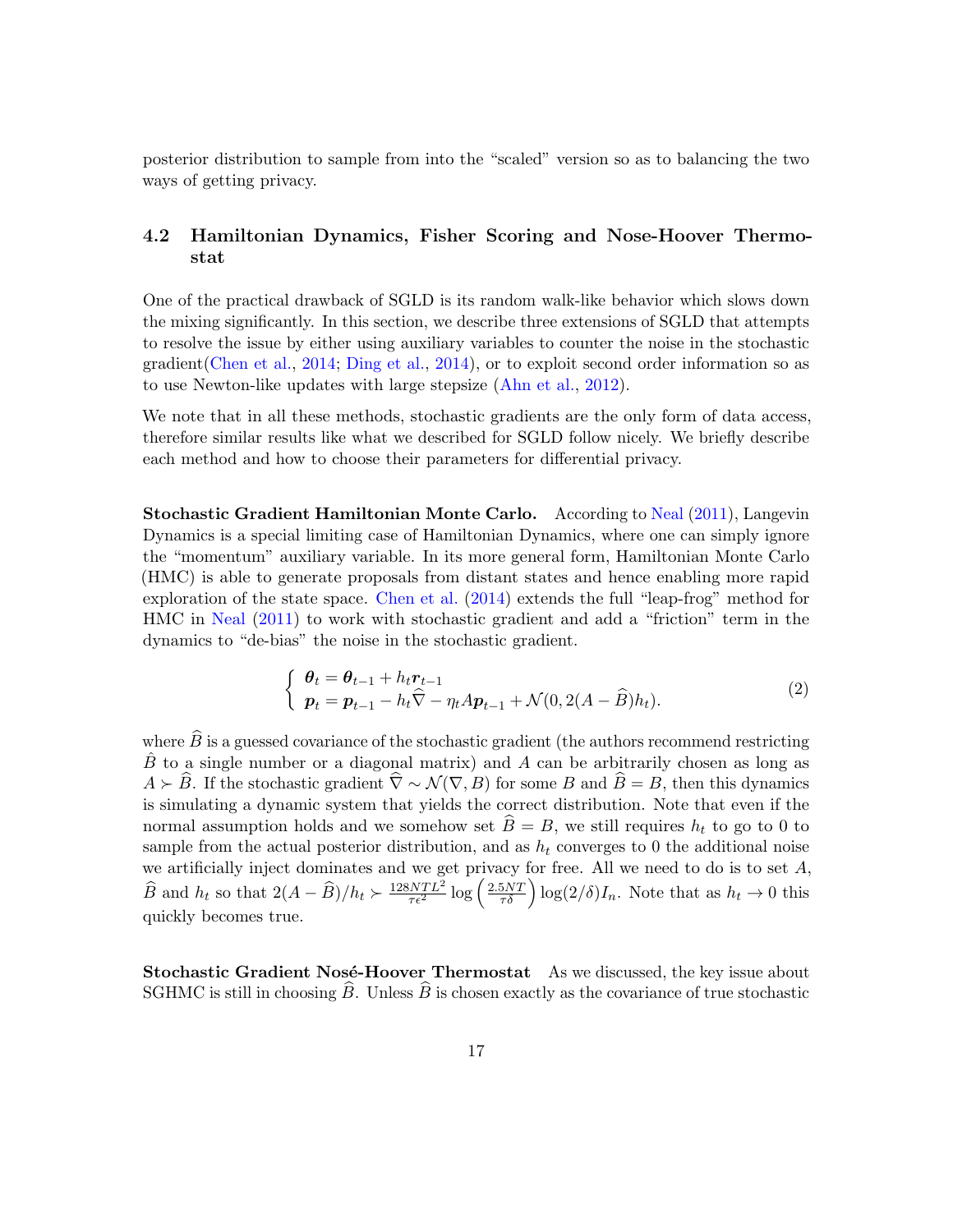posterior distribution to sample from into the "scaled" version so as to balancing the two ways of getting privacy.

### 4.2 Hamiltonian Dynamics, Fisher Scoring and Nose-Hoover Thermostat

One of the practical drawback of SGLD is its random walk-like behavior which slows down the mixing significantly. In this section, we describe three extensions of SGLD that attempts to resolve the issue by either using auxiliary variables to counter the noise in the stochastic gradient(Chen et al., 2014; Ding et al., 2014), or to exploit second order information so as to use Newton-like updates with large stepsize (Ahn et al., 2012).

We note that in all these methods, stochastic gradients are the only form of data access, therefore similar results like what we described for SGLD follow nicely. We briefly describe each method and how to choose their parameters for differential privacy.

**Stochastic Gradient Hamiltonian Monte Carlo.** According to Neal (2011), Langevin Dynamics is a special limiting case of Hamiltonian Dynamics, where one can simply ignore the "momentum" auxiliary variable. In its more general form, Hamiltonian Monte Carlo (HMC) is able to generate proposals from distant states and hence enabling more rapid exploration of the state space. Chen et al. (2014) extends the full "leap-frog" method for HMC in Neal (2011) to work with stochastic gradient and add a "friction" term in the dynamics to "de-bias" the noise in the stochastic gradient.

$$
\begin{cases} \boldsymbol{\theta}_t = \boldsymbol{\theta}_{t-1} + h_t \boldsymbol{r}_{t-1} \\ \boldsymbol{p}_t = \boldsymbol{p}_{t-1} - h_t \widehat{\nabla} - \eta_t A \boldsymbol{p}_{t-1} + \mathcal{N}(0, 2(A - \widehat{B})h_t). \end{cases} \tag{2}
$$

where $\widehat{B}$ is a guessed covariance of the stochastic gradient (the authors recommend restricting $\hat{B}$ to a single number or a diagonal matrix) and $A$ can be arbitrarily chosen as long as $A \succ \widehat{B}$. If the stochastic gradient $\widehat{\nabla} \sim \mathcal{N}(\nabla, B)$ for some $B$ and $\widehat{B} = B$, then this dynamics is simulating a dynamic system that yields the correct distribution. Note that even if the normal assumption holds and we somehow set $\widehat{B} = B$, we still requires $h_t$ to go to 0 to sample from the actual posterior distribution, and as $h_t$ converges to 0 the additional noise we artificially inject dominates and we get privacy for free. All we need to do is to set $A$, $\widehat{B}$ and $h_t$ so that $2(A - \widehat{B})/h_t \succ \frac{128NTL^2}{\tau\epsilon^2} \log\left(\frac{2.5NT}{\tau\delta}\right) \log(2/\delta) I_n$. Note that as $h_t \to 0$ this quickly becomes true.

**Stochastic Gradient Nosé-Hoover Thermostat** As we discussed, the key issue about SGHMC is still in choosing $\widehat{B}$. Unless $\widehat{B}$ is chosen exactly as the covariance of true stochastic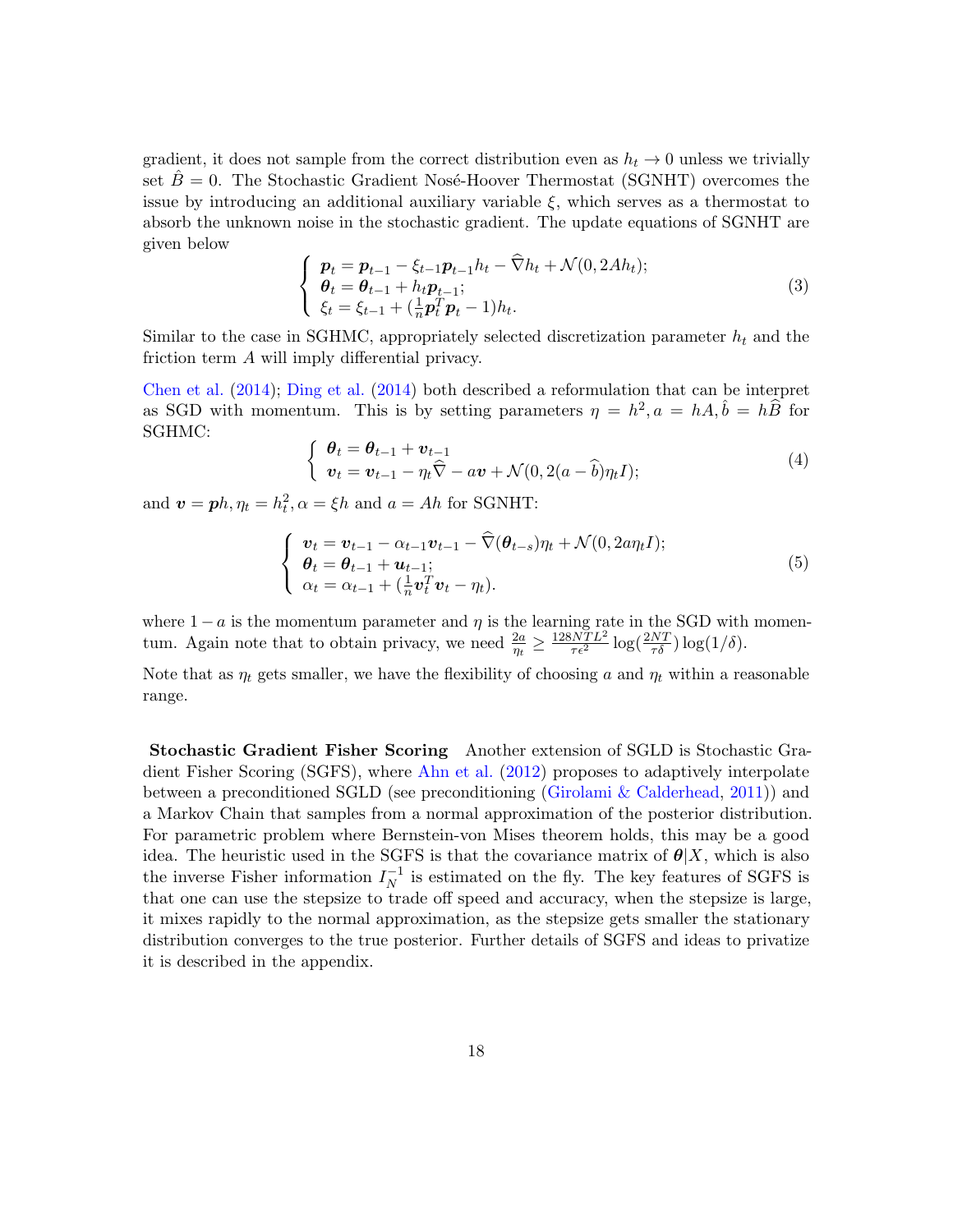gradient, it does not sample from the correct distribution even as $h_t \to 0$ unless we trivially set $\hat{B} = 0$. The Stochastic Gradient Nosé-Hoover Thermostat (SGNHT) overcomes the issue by introducing an additional auxiliary variable $\xi$, which serves as a thermostat to absorb the unknown noise in the stochastic gradient. The update equations of SGNHT are given below

$$
\begin{cases}
\boldsymbol{p}_t = \boldsymbol{p}_{t-1} - \xi_{t-1}\boldsymbol{p}_{t-1}h_t - \widehat{\nabla} h_t + \mathcal{N}(0, 2Ah_t); \\
\boldsymbol{\theta}_t = \boldsymbol{\theta}_{t-1} + h_t \boldsymbol{p}_{t-1}; \\
\xi_t = \xi_{t-1} + (\frac{1}{n}\boldsymbol{p}_t^T \boldsymbol{p}_t - 1)h_t.
\end{cases}
\tag{3}
$$

Similar to the case in SGHMC, appropriately selected discretization parameter $h_t$ and the friction term $A$ will imply differential privacy.

Chen et al. (2014); Ding et al. (2014) both described a reformulation that can be interpret as SGD with momentum. This is by setting parameters $\eta = h^2, a = hA, \hat{b} = h\widehat{B}$ for SGHMC:

$$
\begin{cases}
\boldsymbol{\theta}_t = \boldsymbol{\theta}_{t-1} + \boldsymbol{v}_{t-1} \\
\boldsymbol{v}_t = \boldsymbol{v}_{t-1} - \eta_t \widehat{\nabla} - a\boldsymbol{v} + \mathcal{N}(0, 2(a - \widehat{b})\eta_t I);
\end{cases}
\tag{4}
$$

and $\boldsymbol{v} = \boldsymbol{p}h, \eta_t = h_t^2, \alpha = \xi h$ and $a = Ah$ for SGNHT:

$$
\begin{cases}
\boldsymbol{v}_t = \boldsymbol{v}_{t-1} - \alpha_{t-1}\boldsymbol{v}_{t-1} - \widehat{\nabla}(\boldsymbol{\theta}_{t-s})\eta_t + \mathcal{N}(0, 2a\eta_t I); \\
\boldsymbol{\theta}_t = \boldsymbol{\theta}_{t-1} + \boldsymbol{u}_{t-1}; \\
\alpha_t = \alpha_{t-1} + (\frac{1}{n}\boldsymbol{v}_t^T \boldsymbol{v}_t - \eta_t).
\end{cases}
\tag{5}
$$

where $1 - a$ is the momentum parameter and $\eta$ is the learning rate in the SGD with momentum. Again note that to obtain privacy, we need $\frac{2a}{\eta_t} \geq \frac{128NTL^2}{\tau\epsilon^2}\log(\frac{2NT}{\tau\delta})\log(1/\delta)$.

Note that as $\eta_t$ gets smaller, we have the flexibility of choosing $a$ and $\eta_t$ within a reasonable range.

**Stochastic Gradient Fisher Scoring** Another extension of SGLD is Stochastic Gradient Fisher Scoring (SGFS), where Ahn et al. (2012) proposes to adaptively interpolate between a preconditioned SGLD (see preconditioning (Girolami & Calderhead, 2011)) and a Markov Chain that samples from a normal approximation of the posterior distribution. For parametric problem where Bernstein-von Mises theorem holds, this may be a good idea. The heuristic used in the SGFS is that the covariance matrix of $\boldsymbol{\theta}|X$, which is also the inverse Fisher information $I_N^{-1}$ is estimated on the fly. The key features of SGFS is that one can use the stepsize to trade off speed and accuracy, when the stepsize is large, it mixes rapidly to the normal approximation, as the stepsize gets smaller the stationary distribution converges to the true posterior. Further details of SGFS and ideas to privatize it is described in the appendix.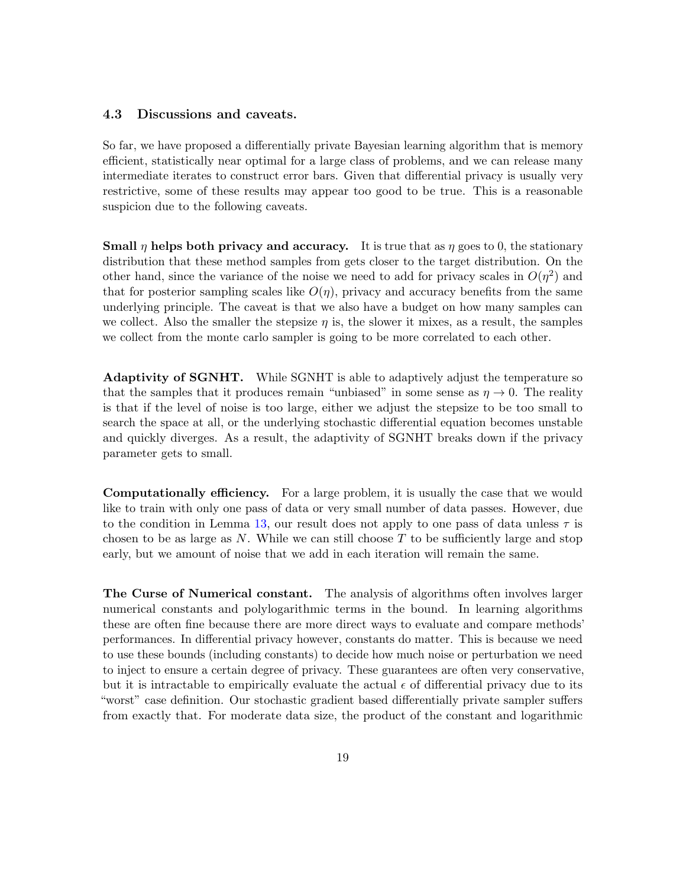### 4.3 Discussions and caveats.

So far, we have proposed a differentially private Bayesian learning algorithm that is memory efficient, statistically near optimal for a large class of problems, and we can release many intermediate iterates to construct error bars. Given that differential privacy is usually very restrictive, some of these results may appear too good to be true. This is a reasonable suspicion due to the following caveats.

**Small $\eta$ helps both privacy and accuracy.** It is true that as $\eta$ goes to 0, the stationary distribution that these method samples from gets closer to the target distribution. On the other hand, since the variance of the noise we need to add for privacy scales in $O(\eta^2)$ and that for posterior sampling scales like $O(\eta)$, privacy and accuracy benefits from the same underlying principle. The caveat is that we also have a budget on how many samples can we collect. Also the smaller the stepsize $\eta$ is, the slower it mixes, as a result, the samples we collect from the monte carlo sampler is going to be more correlated to each other.

**Adaptivity of SGNHT.** While SGNHT is able to adaptively adjust the temperature so that the samples that it produces remain "unbiased" in some sense as $\eta \to 0$. The reality is that if the level of noise is too large, either we adjust the stepsize to be too small to search the space at all, or the underlying stochastic differential equation becomes unstable and quickly diverges. As a result, the adaptivity of SGNHT breaks down if the privacy parameter gets to small.

**Computationally efficiency.** For a large problem, it is usually the case that we would like to train with only one pass of data or very small number of data passes. However, due to the condition in Lemma 13, our result does not apply to one pass of data unless $\tau$ is chosen to be as large as $N$. While we can still choose $T$ to be sufficiently large and stop early, but we amount of noise that we add in each iteration will remain the same.

**The Curse of Numerical constant.** The analysis of algorithms often involves larger numerical constants and polylogarithmic terms in the bound. In learning algorithms these are often fine because there are more direct ways to evaluate and compare methods' performances. In differential privacy however, constants do matter. This is because we need to use these bounds (including constants) to decide how much noise or perturbation we need to inject to ensure a certain degree of privacy. These guarantees are often very conservative, but it is intractable to empirically evaluate the actual $\epsilon$ of differential privacy due to its "worst" case definition. Our stochastic gradient based differentially private sampler suffers from exactly that. For moderate data size, the product of the constant and logarithmic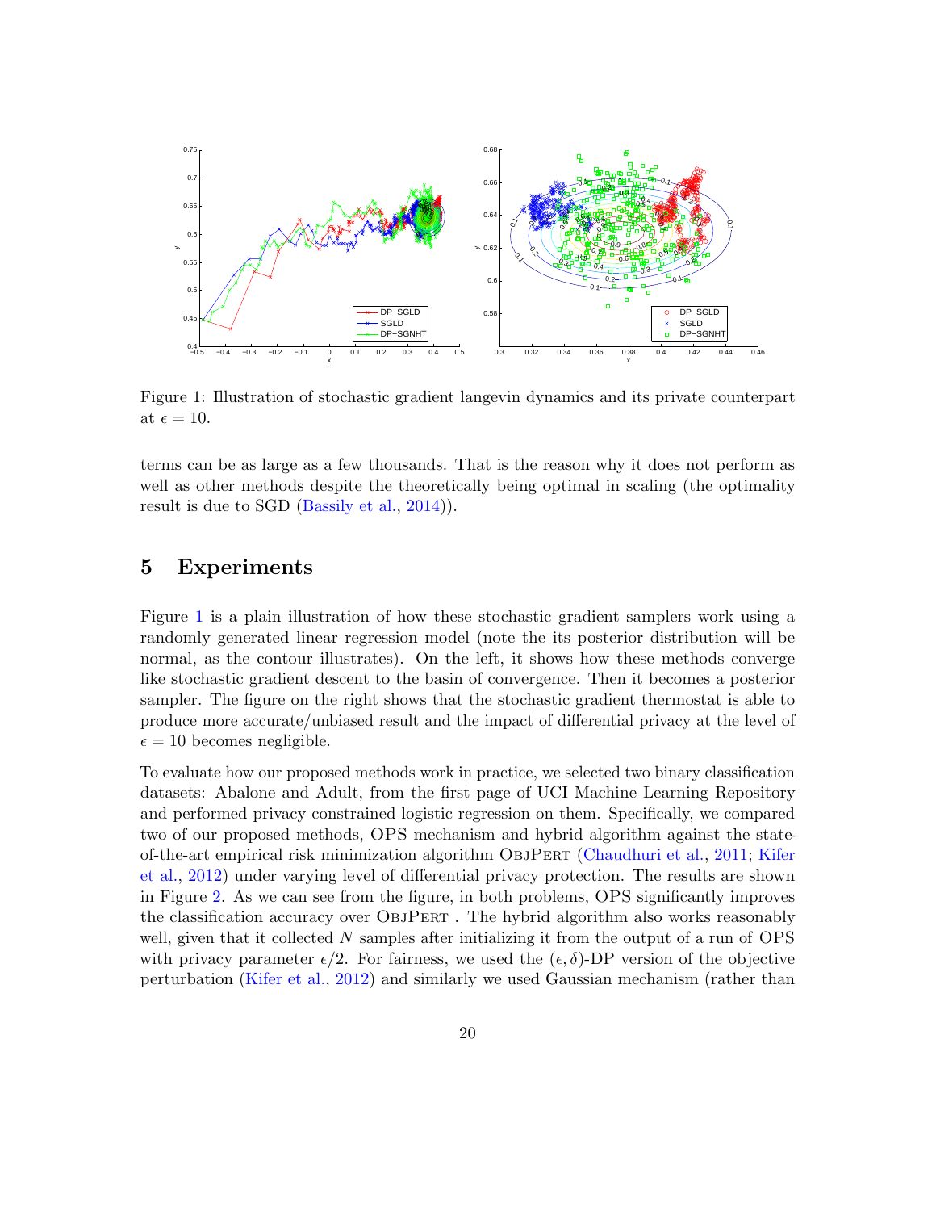Figure 1: Illustration of stochastic gradient langevin dynamics and its private counterpart at $\epsilon = 10$.

terms can be as large as a few thousands. That is the reason why it does not perform as well as other methods despite the theoretically being optimal in scaling (the optimality result is due to SGD (Bassily et al., 2014)).

# 5 Experiments

Figure 1 is a plain illustration of how these stochastic gradient samplers work using a randomly generated linear regression model (note the its posterior distribution will be normal, as the contour illustrates). On the left, it shows how these methods converge like stochastic gradient descent to the basin of convergence. Then it becomes a posterior sampler. The figure on the right shows that the stochastic gradient thermostat is able to produce more accurate/unbiased result and the impact of differential privacy at the level of $\epsilon = 10$ becomes negligible.

To evaluate how our proposed methods work in practice, we selected two binary classification datasets: Abalone and Adult, from the first page of UCI Machine Learning Repository and performed privacy constrained logistic regression on them. Specifically, we compared two of our proposed methods, OPS mechanism and hybrid algorithm against the state-of-the-art empirical risk minimization algorithm ObjPert (Chaudhuri et al., 2011; Kifer et al., 2012) under varying level of differential privacy protection. The results are shown in Figure 2. As we can see from the figure, in both problems, OPS significantly improves the classification accuracy over ObjPert . The hybrid algorithm also works reasonably well, given that it collected $N$ samples after initializing it from the output of a run of OPS with privacy parameter $\epsilon/2$. For fairness, we used the $(\epsilon, \delta)$-DP version of the objective perturbation (Kifer et al., 2012) and similarly we used Gaussian mechanism (rather than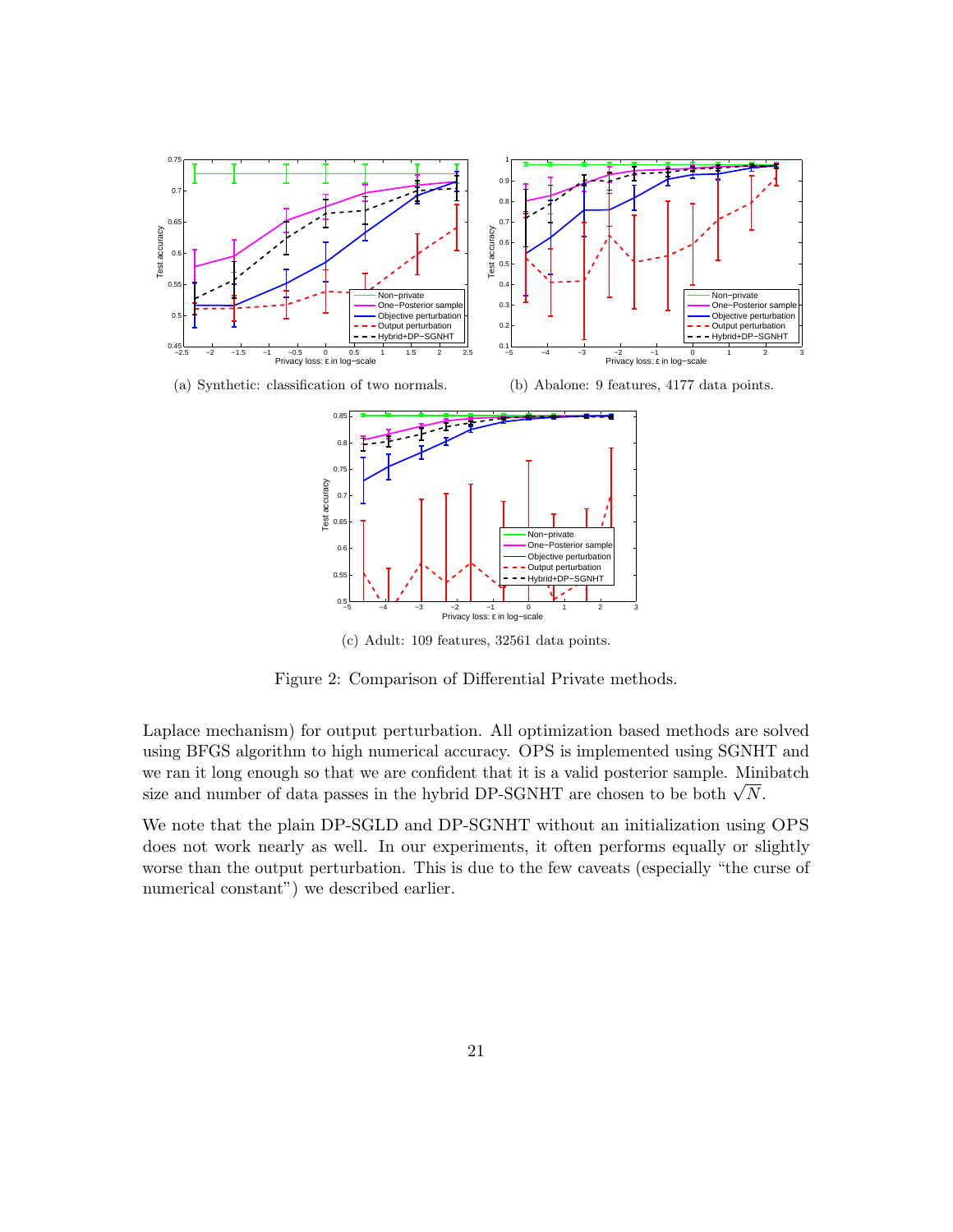(a) Synthetic: classification of two normals.

(b) Abalone: 9 features, 4177 data points.

(c) Adult: 109 features, 32561 data points.

Figure 2: Comparison of Differential Private methods.

Laplace mechanism) for output perturbation. All optimization based methods are solved using BFGS algorithm to high numerical accuracy. OPS is implemented using SGNHT and we ran it long enough so that we are confident that it is a valid posterior sample. Minibatch size and number of data passes in the hybrid DP-SGNHT are chosen to be both $\sqrt{N}$.

We note that the plain DP-SGLD and DP-SGNHT without an initialization using OPS does not work nearly as well. In our experiments, it often performs equally or slightly worse than the output perturbation. This is due to the few caveats (especially "the curse of numerical constant") we described earlier.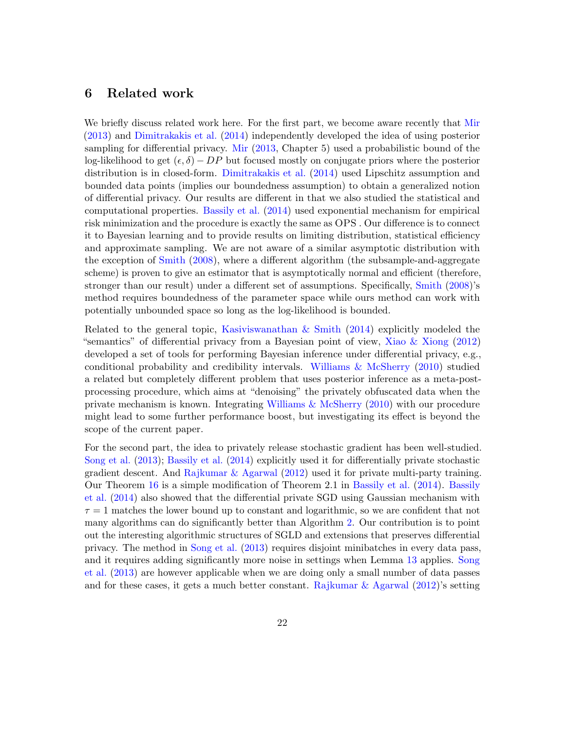## 6 Related work

We briefly discuss related work here. For the first part, we become aware recently that Mir (2013) and Dimitrakakis et al. (2014) independently developed the idea of using posterior sampling for differential privacy. Mir (2013, Chapter 5) used a probabilistic bound of the log-likelihood to get $(\epsilon, \delta) - DP$ but focused mostly on conjugate priors where the posterior distribution is in closed-form. Dimitrakakis et al. (2014) used Lipschitz assumption and bounded data points (implies our boundedness assumption) to obtain a generalized notion of differential privacy. Our results are different in that we also studied the statistical and computational properties. Bassily et al. (2014) used exponential mechanism for empirical risk minimization and the procedure is exactly the same as OPS . Our difference is to connect it to Bayesian learning and to provide results on limiting distribution, statistical efficiency and approximate sampling. We are not aware of a similar asymptotic distribution with the exception of Smith (2008), where a different algorithm (the subsample-and-aggregate scheme) is proven to give an estimator that is asymptotically normal and efficient (therefore, stronger than our result) under a different set of assumptions. Specifically, Smith (2008)'s method requires boundedness of the parameter space while ours method can work with potentially unbounded space so long as the log-likelihood is bounded.

Related to the general topic, Kasiviswanathan & Smith (2014) explicitly modeled the "semantics" of differential privacy from a Bayesian point of view, Xiao & Xiong (2012) developed a set of tools for performing Bayesian inference under differential privacy, e.g., conditional probability and credibility intervals. Williams & McSherry (2010) studied a related but completely different problem that uses posterior inference as a meta-post-processing procedure, which aims at "denoising" the privately obfuscated data when the private mechanism is known. Integrating Williams & McSherry (2010) with our procedure might lead to some further performance boost, but investigating its effect is beyond the scope of the current paper.

For the second part, the idea to privately release stochastic gradient has been well-studied. Song et al. (2013); Bassily et al. (2014) explicitly used it for differentially private stochastic gradient descent. And Rajkumar & Agarwal (2012) used it for private multi-party training. Our Theorem 16 is a simple modification of Theorem 2.1 in Bassily et al. (2014). Bassily et al. (2014) also showed that the differential private SGD using Gaussian mechanism with $\tau = 1$ matches the lower bound up to constant and logarithmic, so we are confident that not many algorithms can do significantly better than Algorithm 2. Our contribution is to point out the interesting algorithmic structures of SGLD and extensions that preserves differential privacy. The method in Song et al. (2013) requires disjoint minibatches in every data pass, and it requires adding significantly more noise in settings when Lemma 13 applies. Song et al. (2013) are however applicable when we are doing only a small number of data passes and for these cases, it gets a much better constant. Rajkumar & Agarwal (2012)'s setting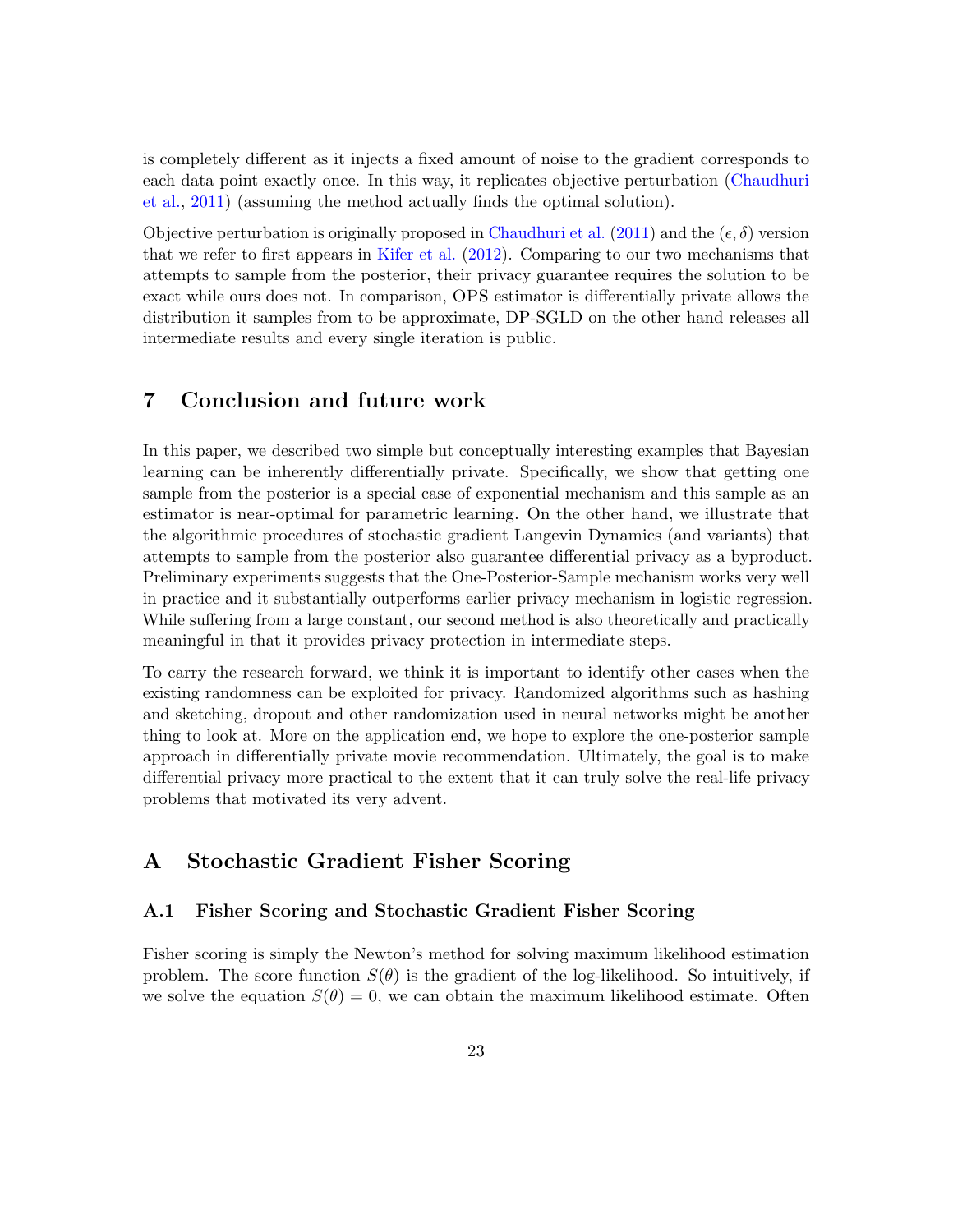is completely different as it injects a fixed amount of noise to the gradient corresponds to each data point exactly once. In this way, it replicates objective perturbation (Chaudhuri et al., 2011) (assuming the method actually finds the optimal solution).

Objective perturbation is originally proposed in Chaudhuri et al. (2011) and the $(\epsilon, \delta)$ version that we refer to first appears in Kifer et al. (2012). Comparing to our two mechanisms that attempts to sample from the posterior, their privacy guarantee requires the solution to be exact while ours does not. In comparison, OPS estimator is differentially private allows the distribution it samples from to be approximate, DP-SGLD on the other hand releases all intermediate results and every single iteration is public.

## 7 Conclusion and future work

In this paper, we described two simple but conceptually interesting examples that Bayesian learning can be inherently differentially private. Specifically, we show that getting one sample from the posterior is a special case of exponential mechanism and this sample as an estimator is near-optimal for parametric learning. On the other hand, we illustrate that the algorithmic procedures of stochastic gradient Langevin Dynamics (and variants) that attempts to sample from the posterior also guarantee differential privacy as a byproduct. Preliminary experiments suggests that the One-Posterior-Sample mechanism works very well in practice and it substantially outperforms earlier privacy mechanism in logistic regression. While suffering from a large constant, our second method is also theoretically and practically meaningful in that it provides privacy protection in intermediate steps.

To carry the research forward, we think it is important to identify other cases when the existing randomness can be exploited for privacy. Randomized algorithms such as hashing and sketching, dropout and other randomization used in neural networks might be another thing to look at. More on the application end, we hope to explore the one-posterior sample approach in differentially private movie recommendation. Ultimately, the goal is to make differential privacy more practical to the extent that it can truly solve the real-life privacy problems that motivated its very advent.

## A Stochastic Gradient Fisher Scoring

### A.1 Fisher Scoring and Stochastic Gradient Fisher Scoring

Fisher scoring is simply the Newton's method for solving maximum likelihood estimation problem. The score function $S(\theta)$ is the gradient of the log-likelihood. So intuitively, if we solve the equation $S(\theta) = 0$, we can obtain the maximum likelihood estimate. Often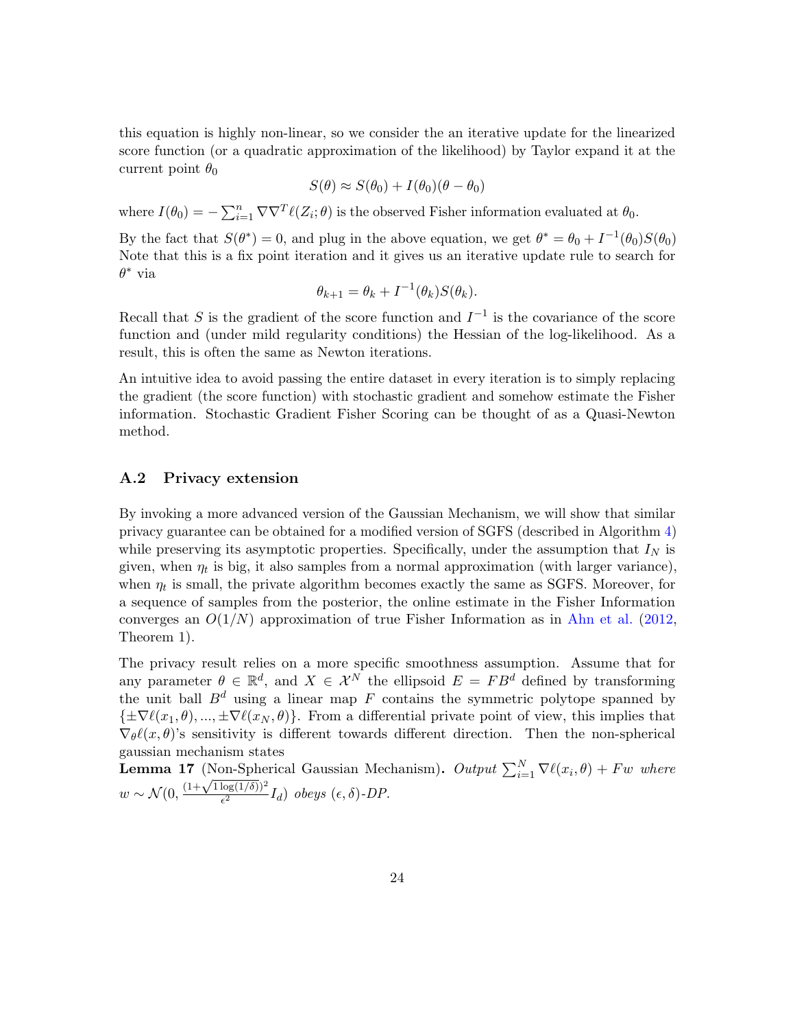this equation is highly non-linear, so we consider the an iterative update for the linearized score function (or a quadratic approximation of the likelihood) by Taylor expand it at the current point $\theta_0$

$$S(\theta) \approx S(\theta_0) + I(\theta_0)(\theta - \theta_0)$$

where $I(\theta_0) = -\sum_{i=1}^{n} \nabla\nabla^T \ell(Z_i;\theta)$ is the observed Fisher information evaluated at $\theta_0$.

By the fact that $S(\theta^*) = 0$, and plug in the above equation, we get $\theta^* = \theta_0 + I^{-1}(\theta_0)S(\theta_0)$ Note that this is a fix point iteration and it gives us an iterative update rule to search for $\theta^*$ via

$$\theta_{k+1} = \theta_k + I^{-1}(\theta_k)S(\theta_k).$$

Recall that $S$ is the gradient of the score function and $I^{-1}$ is the covariance of the score function and (under mild regularity conditions) the Hessian of the log-likelihood. As a result, this is often the same as Newton iterations.

An intuitive idea to avoid passing the entire dataset in every iteration is to simply replacing the gradient (the score function) with stochastic gradient and somehow estimate the Fisher information. Stochastic Gradient Fisher Scoring can be thought of as a Quasi-Newton method.

### A.2 Privacy extension

By invoking a more advanced version of the Gaussian Mechanism, we will show that similar privacy guarantee can be obtained for a modified version of SGFS (described in Algorithm 4) while preserving its asymptotic properties. Specifically, under the assumption that $I_N$ is given, when $\eta_t$ is big, it also samples from a normal approximation (with larger variance), when $\eta_t$ is small, the private algorithm becomes exactly the same as SGFS. Moreover, for a sequence of samples from the posterior, the online estimate in the Fisher Information converges an $O(1/N)$ approximation of true Fisher Information as in Ahn et al. (2012, Theorem 1).

The privacy result relies on a more specific smoothness assumption. Assume that for any parameter $\theta \in \mathbb{R}^d$, and $X \in \mathcal{X}^N$ the ellipsoid $E = FB^d$ defined by transforming the unit ball $B^d$ using a linear map $F$ contains the symmetric polytope spanned by $\{\pm\nabla\ell(x_1,\theta), ..., \pm\nabla\ell(x_N,\theta)\}$. From a differential private point of view, this implies that $\nabla_\theta\ell(x,\theta)$'s sensitivity is different towards different direction. Then the non-spherical gaussian mechanism states

**Lemma 17** (Non-Spherical Gaussian Mechanism). *Output* $\sum_{i=1}^{N} \nabla\ell(x_i,\theta) + Fw$ *where* $w \sim \mathcal{N}(0, \frac{(1+\sqrt{1\log(1/\delta)})^2}{\epsilon^2} I_d)$ *obeys* $(\epsilon,\delta)$*-DP.*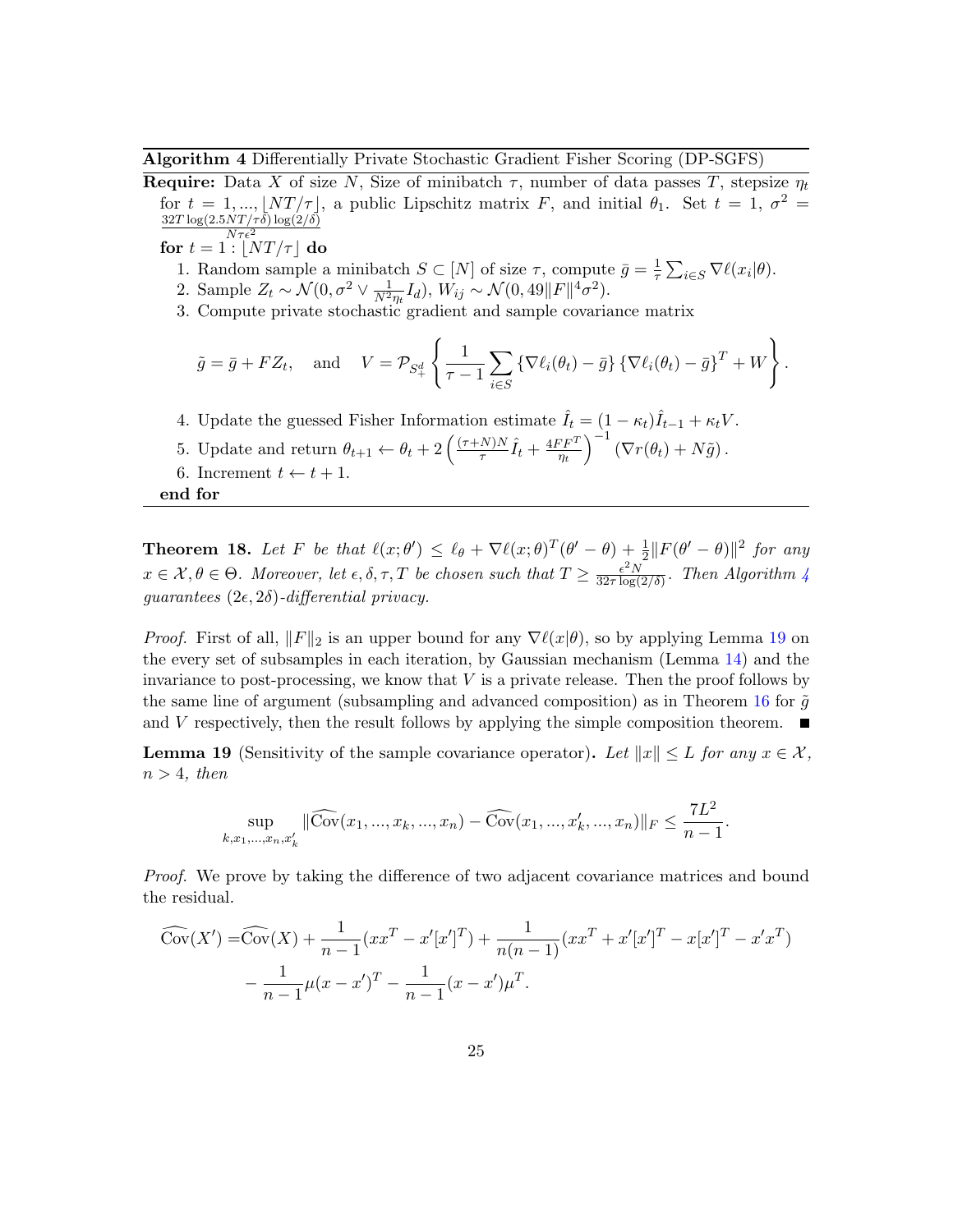**Algorithm 4** Differentially Private Stochastic Gradient Fisher Scoring (DP-SGFS)

**Require:** Data $X$ of size $N$, Size of minibatch $\tau$, number of data passes $T$, stepsize $\eta_t$ for $t = 1, ..., \lfloor NT/\tau \rfloor$, a public Lipschitz matrix $F$, and initial $\theta_1$. Set $t = 1$, $\sigma^2 = \frac{32T\log(2.5NT/\tau\delta)\log(2/\delta)}{N\tau\epsilon^2}$

**for** $t = 1 : \lfloor NT/\tau \rfloor$ **do**

1. Random sample a minibatch $S \subset [N]$ of size $\tau$, compute $\bar{g} = \frac{1}{\tau}\sum_{i\in S} \nabla \ell(x_i|\theta)$.
2. Sample $Z_t \sim \mathcal{N}(0, \sigma^2 \vee \frac{1}{N^2\eta_t} I_d)$, $W_{ij} \sim \mathcal{N}(0, 49\|F\|^4\sigma^2)$.
3. Compute private stochastic gradient and sample covariance matrix
$$\tilde{g} = \bar{g} + FZ_t, \quad \text{and} \quad V = \mathcal{P}_{S_+^d}\left\{\frac{1}{\tau - 1}\sum_{i\in S}\{\nabla \ell_i(\theta_t) - \bar{g}\}\{\nabla \ell_i(\theta_t) - \bar{g}\}^T + W\right\}.$$
4. Update the guessed Fisher Information estimate $\hat{I}_t = (1 - \kappa_t)\hat{I}_{t-1} + \kappa_t V$.
5. Update and return $\theta_{t+1} \leftarrow \theta_t + 2\left(\frac{(\tau+N)N}{\tau}\hat{I}_t + \frac{4FF^T}{\eta_t}\right)^{-1}(\nabla r(\theta_t) + N\tilde{g})$.
6. Increment $t \leftarrow t + 1$.

**end for**

**Theorem 18.** *Let $F$ be that $\ell(x;\theta') \le \ell_\theta + \nabla \ell(x;\theta)^T(\theta' - \theta) + \frac{1}{2}\|F(\theta' - \theta)\|^2$ for any $x \in \mathcal{X}, \theta \in \Theta$. Moreover, let $\epsilon, \delta, \tau, T$ be chosen such that $T \ge \frac{\epsilon^2 N}{32\tau\log(2/\delta)}$. Then Algorithm 4 guarantees $(2\epsilon, 2\delta)$-differential privacy.*

*Proof.* First of all, $\|F\|_2$ is an upper bound for any $\nabla \ell(x|\theta)$, so by applying Lemma 19 on the every set of subsamples in each iteration, by Gaussian mechanism (Lemma 14) and the invariance to post-processing, we know that $V$ is a private release. Then the proof follows by the same line of argument (subsampling and advanced composition) as in Theorem 16 for $\tilde{g}$ and $V$ respectively, then the result follows by applying the simple composition theorem. ∎

**Lemma 19** (Sensitivity of the sample covariance operator)**.** *Let $\|x\| \le L$ for any $x \in \mathcal{X}$, $n > 4$, then*

$$\sup_{k,x_1,...,x_n,x_k'} \|\widehat{\mathrm{Cov}}(x_1, ..., x_k, ..., x_n) - \widehat{\mathrm{Cov}}(x_1, ..., x_k', ..., x_n)\|_F \le \frac{7L^2}{n-1}.$$

*Proof.* We prove by taking the difference of two adjacent covariance matrices and bound the residual.

$$\begin{aligned}\widehat{\mathrm{Cov}}(X') =& \widehat{\mathrm{Cov}}(X) + \frac{1}{n-1}(xx^T - x'[x']^T) + \frac{1}{n(n-1)}(xx^T + x'[x']^T - x[x']^T - x'x^T) \\ &- \frac{1}{n-1}\mu(x - x')^T - \frac{1}{n-1}(x - x')\mu^T.\end{aligned}$$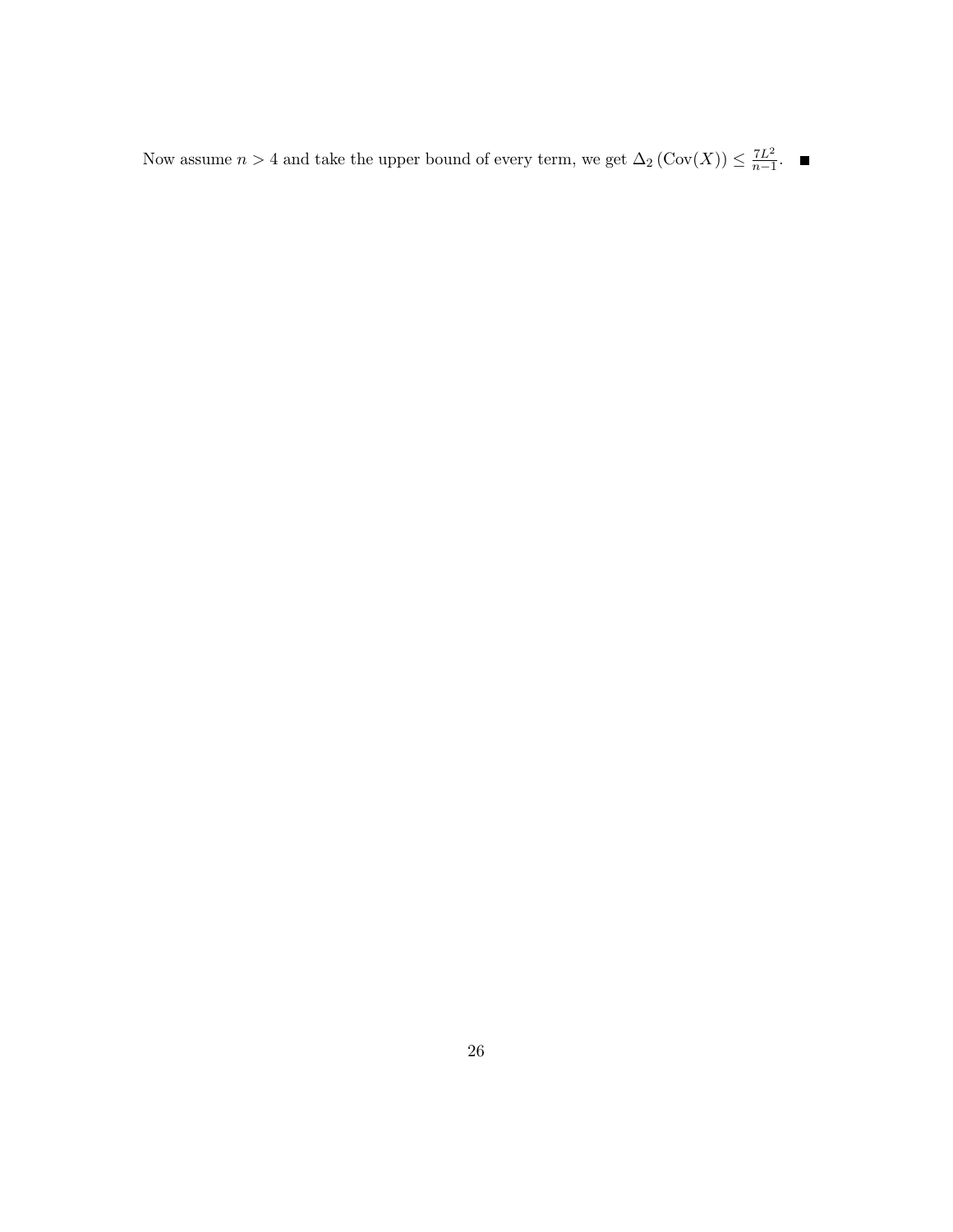Now assume $n > 4$ and take the upper bound of every term, we get $\Delta_2\left(\text{Cov}(X)\right) \leq \frac{7L^2}{n-1}$. ∎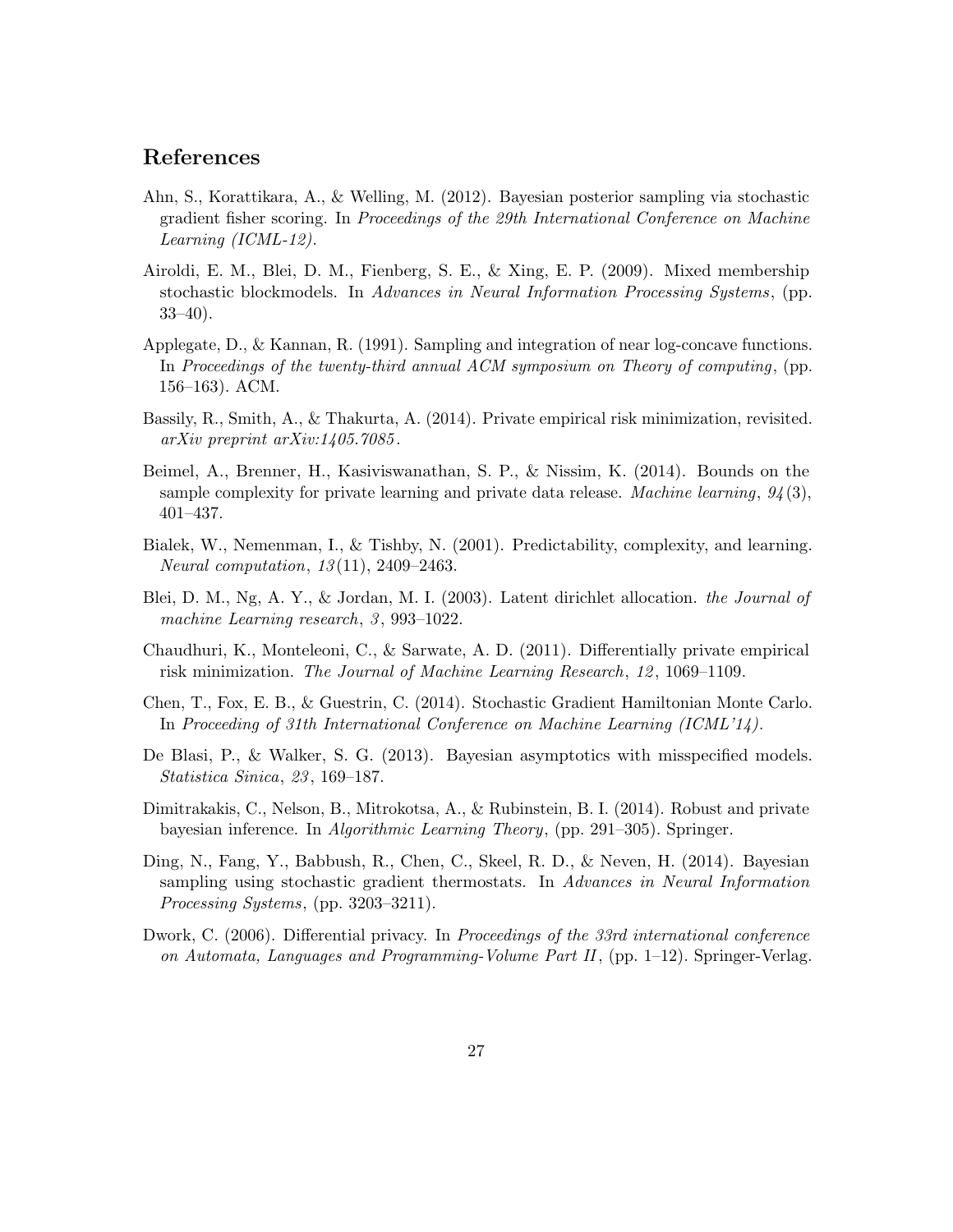## References

Ahn, S., Korattikara, A., & Welling, M. (2012). Bayesian posterior sampling via stochastic gradient fisher scoring. In *Proceedings of the 29th International Conference on Machine Learning (ICML-12)*.

Airoldi, E. M., Blei, D. M., Fienberg, S. E., & Xing, E. P. (2009). Mixed membership stochastic blockmodels. In *Advances in Neural Information Processing Systems*, (pp. 33–40).

Applegate, D., & Kannan, R. (1991). Sampling and integration of near log-concave functions. In *Proceedings of the twenty-third annual ACM symposium on Theory of computing*, (pp. 156–163). ACM.

Bassily, R., Smith, A., & Thakurta, A. (2014). Private empirical risk minimization, revisited. *arXiv preprint arXiv:1405.7085*.

Beimel, A., Brenner, H., Kasiviswanathan, S. P., & Nissim, K. (2014). Bounds on the sample complexity for private learning and private data release. *Machine learning*, *94*(3), 401–437.

Bialek, W., Nemenman, I., & Tishby, N. (2001). Predictability, complexity, and learning. *Neural computation*, *13*(11), 2409–2463.

Blei, D. M., Ng, A. Y., & Jordan, M. I. (2003). Latent dirichlet allocation. *the Journal of machine Learning research*, *3*, 993–1022.

Chaudhuri, K., Monteleoni, C., & Sarwate, A. D. (2011). Differentially private empirical risk minimization. *The Journal of Machine Learning Research*, *12*, 1069–1109.

Chen, T., Fox, E. B., & Guestrin, C. (2014). Stochastic Gradient Hamiltonian Monte Carlo. In *Proceeding of 31th International Conference on Machine Learning (ICML'14)*.

De Blasi, P., & Walker, S. G. (2013). Bayesian asymptotics with misspecified models. *Statistica Sinica*, *23*, 169–187.

Dimitrakakis, C., Nelson, B., Mitrokotsa, A., & Rubinstein, B. I. (2014). Robust and private bayesian inference. In *Algorithmic Learning Theory*, (pp. 291–305). Springer.

Ding, N., Fang, Y., Babbush, R., Chen, C., Skeel, R. D., & Neven, H. (2014). Bayesian sampling using stochastic gradient thermostats. In *Advances in Neural Information Processing Systems*, (pp. 3203–3211).

Dwork, C. (2006). Differential privacy. In *Proceedings of the 33rd international conference on Automata, Languages and Programming-Volume Part II*, (pp. 1–12). Springer-Verlag.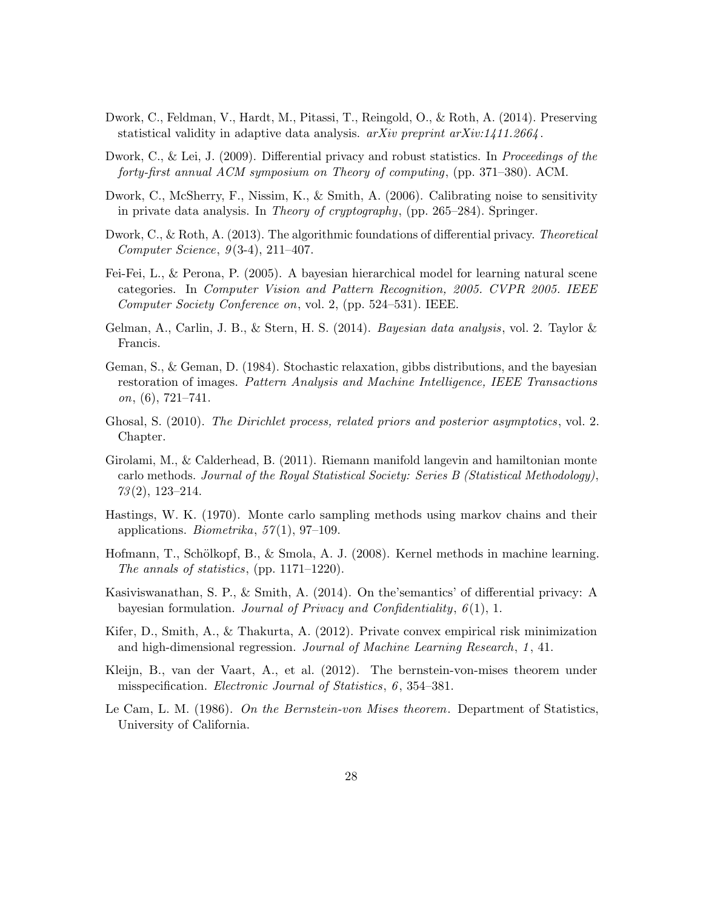Dwork, C., Feldman, V., Hardt, M., Pitassi, T., Reingold, O., & Roth, A. (2014). Preserving statistical validity in adaptive data analysis. *arXiv preprint arXiv:1411.2664*.

Dwork, C., & Lei, J. (2009). Differential privacy and robust statistics. In *Proceedings of the forty-first annual ACM symposium on Theory of computing*, (pp. 371–380). ACM.

Dwork, C., McSherry, F., Nissim, K., & Smith, A. (2006). Calibrating noise to sensitivity in private data analysis. In *Theory of cryptography*, (pp. 265–284). Springer.

Dwork, C., & Roth, A. (2013). The algorithmic foundations of differential privacy. *Theoretical Computer Science*, *9*(3-4), 211–407.

Fei-Fei, L., & Perona, P. (2005). A bayesian hierarchical model for learning natural scene categories. In *Computer Vision and Pattern Recognition, 2005. CVPR 2005. IEEE Computer Society Conference on*, vol. 2, (pp. 524–531). IEEE.

Gelman, A., Carlin, J. B., & Stern, H. S. (2014). *Bayesian data analysis*, vol. 2. Taylor & Francis.

Geman, S., & Geman, D. (1984). Stochastic relaxation, gibbs distributions, and the bayesian restoration of images. *Pattern Analysis and Machine Intelligence, IEEE Transactions on*, (6), 721–741.

Ghosal, S. (2010). *The Dirichlet process, related priors and posterior asymptotics*, vol. 2. Chapter.

Girolami, M., & Calderhead, B. (2011). Riemann manifold langevin and hamiltonian monte carlo methods. *Journal of the Royal Statistical Society: Series B (Statistical Methodology)*, *73*(2), 123–214.

Hastings, W. K. (1970). Monte carlo sampling methods using markov chains and their applications. *Biometrika*, *57*(1), 97–109.

Hofmann, T., Schölkopf, B., & Smola, A. J. (2008). Kernel methods in machine learning. *The annals of statistics*, (pp. 1171–1220).

Kasiviswanathan, S. P., & Smith, A. (2014). On the'semantics' of differential privacy: A bayesian formulation. *Journal of Privacy and Confidentiality*, *6*(1), 1.

Kifer, D., Smith, A., & Thakurta, A. (2012). Private convex empirical risk minimization and high-dimensional regression. *Journal of Machine Learning Research*, *1*, 41.

Kleijn, B., van der Vaart, A., et al. (2012). The bernstein-von-mises theorem under misspecification. *Electronic Journal of Statistics*, *6*, 354–381.

Le Cam, L. M. (1986). *On the Bernstein-von Mises theorem*. Department of Statistics, University of California.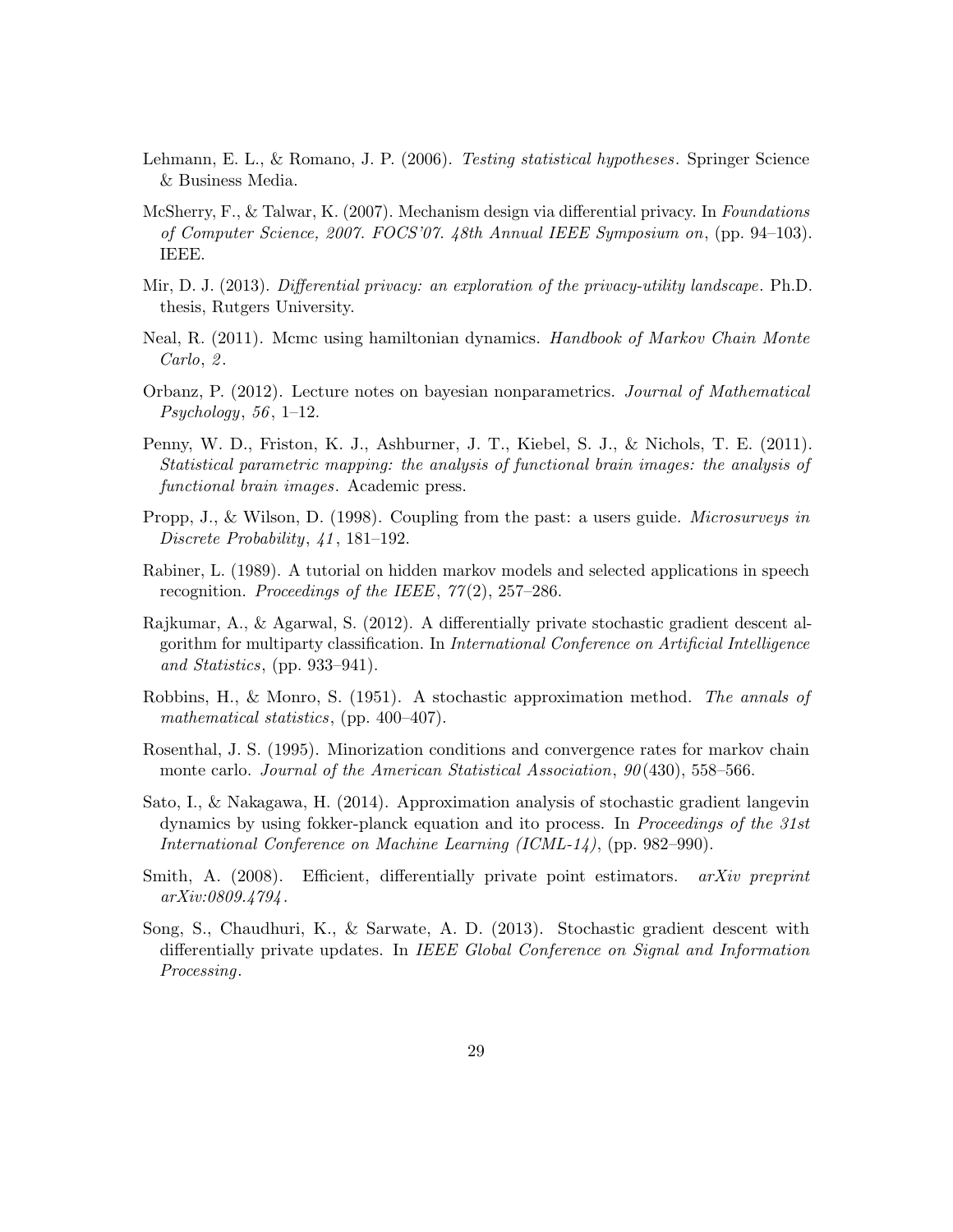Lehmann, E. L., & Romano, J. P. (2006). *Testing statistical hypotheses*. Springer Science & Business Media.

McSherry, F., & Talwar, K. (2007). Mechanism design via differential privacy. In *Foundations of Computer Science, 2007. FOCS'07. 48th Annual IEEE Symposium on*, (pp. 94–103). IEEE.

Mir, D. J. (2013). *Differential privacy: an exploration of the privacy-utility landscape*. Ph.D. thesis, Rutgers University.

Neal, R. (2011). Mcmc using hamiltonian dynamics. *Handbook of Markov Chain Monte Carlo*, *2*.

Orbanz, P. (2012). Lecture notes on bayesian nonparametrics. *Journal of Mathematical Psychology*, *56*, 1–12.

Penny, W. D., Friston, K. J., Ashburner, J. T., Kiebel, S. J., & Nichols, T. E. (2011). *Statistical parametric mapping: the analysis of functional brain images: the analysis of functional brain images*. Academic press.

Propp, J., & Wilson, D. (1998). Coupling from the past: a users guide. *Microsurveys in Discrete Probability*, *41*, 181–192.

Rabiner, L. (1989). A tutorial on hidden markov models and selected applications in speech recognition. *Proceedings of the IEEE*, *77*(2), 257–286.

Rajkumar, A., & Agarwal, S. (2012). A differentially private stochastic gradient descent algorithm for multiparty classification. In *International Conference on Artificial Intelligence and Statistics*, (pp. 933–941).

Robbins, H., & Monro, S. (1951). A stochastic approximation method. *The annals of mathematical statistics*, (pp. 400–407).

Rosenthal, J. S. (1995). Minorization conditions and convergence rates for markov chain monte carlo. *Journal of the American Statistical Association*, *90*(430), 558–566.

Sato, I., & Nakagawa, H. (2014). Approximation analysis of stochastic gradient langevin dynamics by using fokker-planck equation and ito process. In *Proceedings of the 31st International Conference on Machine Learning (ICML-14)*, (pp. 982–990).

Smith, A. (2008). Efficient, differentially private point estimators. *arXiv preprint arXiv:0809.4794*.

Song, S., Chaudhuri, K., & Sarwate, A. D. (2013). Stochastic gradient descent with differentially private updates. In *IEEE Global Conference on Signal and Information Processing*.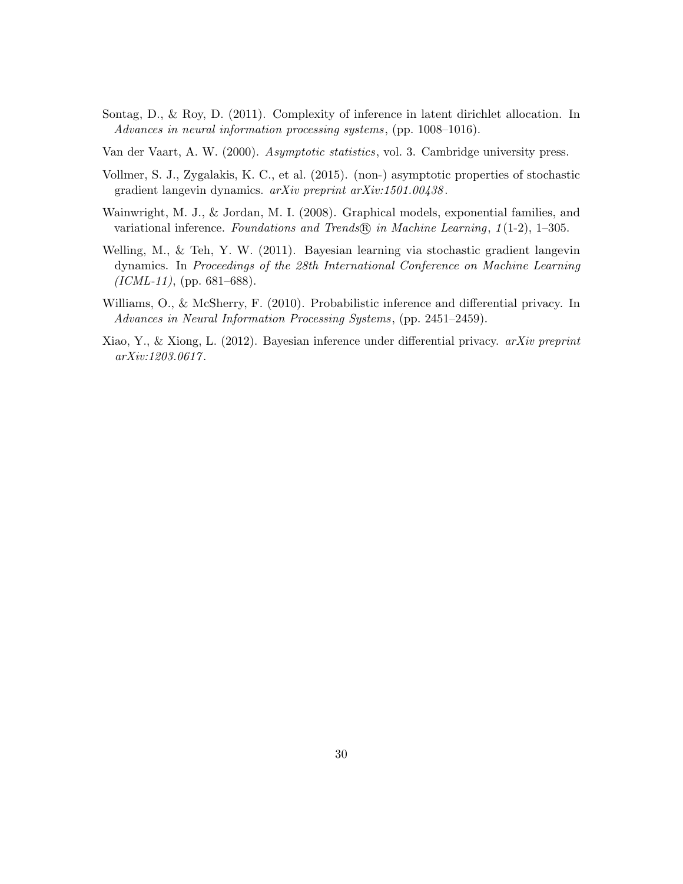Sontag, D., & Roy, D. (2011). Complexity of inference in latent dirichlet allocation. In *Advances in neural information processing systems*, (pp. 1008–1016).

Van der Vaart, A. W. (2000). *Asymptotic statistics*, vol. 3. Cambridge university press.

Vollmer, S. J., Zygalakis, K. C., et al. (2015). (non-) asymptotic properties of stochastic gradient langevin dynamics. *arXiv preprint arXiv:1501.00438*.

Wainwright, M. J., & Jordan, M. I. (2008). Graphical models, exponential families, and variational inference. *Foundations and Trends® in Machine Learning*, *1*(1-2), 1–305.

Welling, M., & Teh, Y. W. (2011). Bayesian learning via stochastic gradient langevin dynamics. In *Proceedings of the 28th International Conference on Machine Learning (ICML-11)*, (pp. 681–688).

Williams, O., & McSherry, F. (2010). Probabilistic inference and differential privacy. In *Advances in Neural Information Processing Systems*, (pp. 2451–2459).

Xiao, Y., & Xiong, L. (2012). Bayesian inference under differential privacy. *arXiv preprint arXiv:1203.0617*.